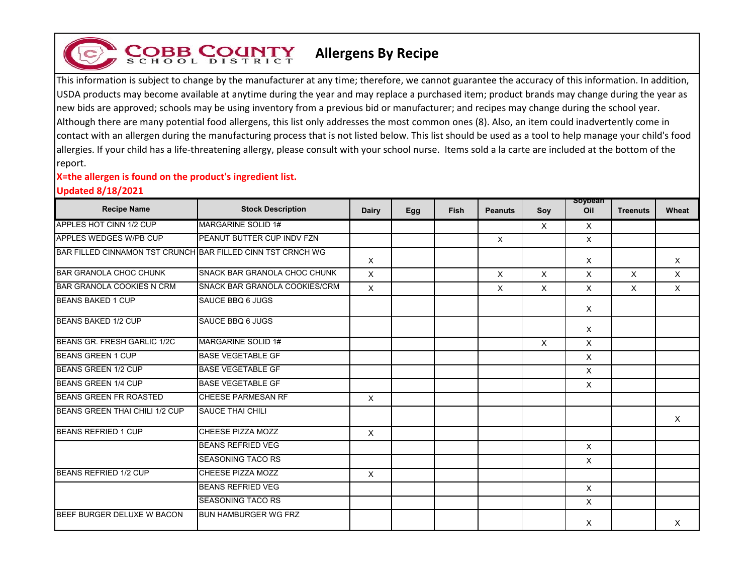# COBB COUNTY SCHOOL DISTRICT

## Allergens By Recipe

This information is subject to change by the manufacturer at any time; therefore, we cannot guarantee the accuracy of this information. In addition, USDA products may become available at anytime during the year and may replace a purchased item; product brands may change during the year as new bids are approved; schools may be using inventory from a previous bid or manufacturer; and recipes may change during the school year. Although there are many potential food allergens, this list only addresses the most common ones (8). Also, an item could inadvertently come in contact with an allergen during the manufacturing process that is not listed below. This list should be used as a tool to help manage your child's food allergies. If your child has a life-threatening allergy, please consult with your school nurse. Items sold a la carte are included at the bottom of the report.

**X=the allergen is found on the product's ingredient list.**

**Updated 8/18/2021**

| Recipe Name | Stock Description | Dairy | Egg | Fish | Peanuts | Soy | Soybean Oil | Treenuts | Wheat |
|---|---|---|---|---|---|---|---|---|---|
| APPLES HOT CINN 1/2 CUP | MARGARINE SOLID 1# | | | | | X | X | | |
| APPLES WEDGES W/PB CUP | PEANUT BUTTER CUP INDV FZN | | | | X | | X | | |
| BAR FILLED CINNAMON TST CRUNCH | BAR FILLED CINN TST CRNCH WG | X | | | | | X | | X |
| BAR GRANOLA CHOC CHUNK | SNACK BAR GRANOLA CHOC CHUNK | X | | | X | X | X | X | X |
| BAR GRANOLA COOKIES N CRM | SNACK BAR GRANOLA COOKIES/CRM | X | | | X | X | X | X | X |
| BEANS BAKED 1 CUP | SAUCE BBQ 6 JUGS | | | | | | X | | |
| BEANS BAKED 1/2 CUP | SAUCE BBQ 6 JUGS | | | | | | X | | |
| BEANS GR. FRESH GARLIC 1/2C | MARGARINE SOLID 1# | | | | | X | X | | |
| BEANS GREEN 1 CUP | BASE VEGETABLE GF | | | | | | X | | |
| BEANS GREEN 1/2 CUP | BASE VEGETABLE GF | | | | | | X | | |
| BEANS GREEN 1/4 CUP | BASE VEGETABLE GF | | | | | | X | | |
| BEANS GREEN FR ROASTED | CHEESE PARMESAN RF | X | | | | | | | |
| BEANS GREEN THAI CHILI 1/2 CUP | SAUCE THAI CHILI | | | | | | | | X |
| BEANS REFRIED 1 CUP | CHEESE PIZZA MOZZ | X | | | | | | | |
| | BEANS REFRIED VEG | | | | | | X | | |
| | SEASONING TACO RS | | | | | | X | | |
| BEANS REFRIED 1/2 CUP | CHEESE PIZZA MOZZ | X | | | | | | | |
| | BEANS REFRIED VEG | | | | | | X | | |
| | SEASONING TACO RS | | | | | | X | | |
| BEEF BURGER DELUXE W BACON | BUN HAMBURGER WG FRZ | | | | | | X | | X |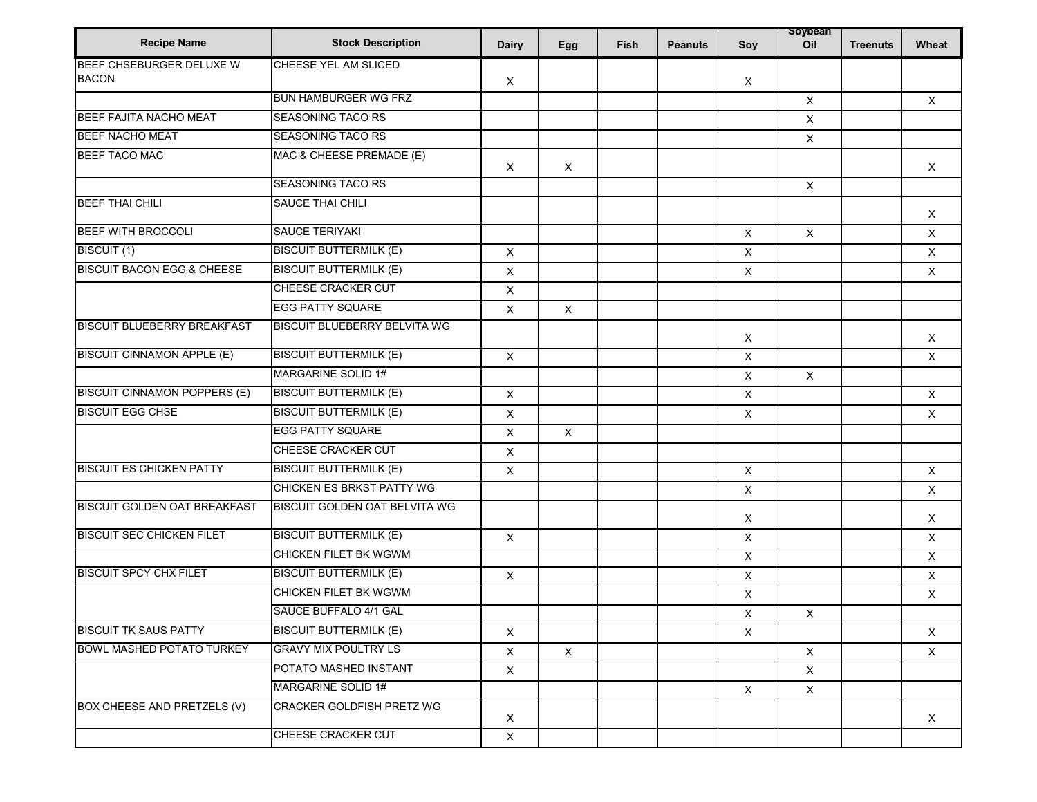| Recipe Name | Stock Description | Dairy | Egg | Fish | Peanuts | Soy | Soybean Oil | Treenuts | Wheat |
|---|---|---|---|---|---|---|---|---|---|
| BEEF CHSEBURGER DELUXE W BACON | CHEESE YEL AM SLICED | X | | | | X | | | |
| | BUN HAMBURGER WG FRZ | | | | | | X | | X |
| BEEF FAJITA NACHO MEAT | SEASONING TACO RS | | | | | | X | | |
| BEEF NACHO MEAT | SEASONING TACO RS | | | | | | X | | |
| BEEF TACO MAC | MAC & CHEESE PREMADE (E) | X | X | | | | | | X |
| | SEASONING TACO RS | | | | | | X | | |
| BEEF THAI CHILI | SAUCE THAI CHILI | | | | | | | | X |
| BEEF WITH BROCCOLI | SAUCE TERIYAKI | | | | | X | X | | X |
| BISCUIT (1) | BISCUIT BUTTERMILK (E) | X | | | | X | | | X |
| BISCUIT BACON EGG & CHEESE | BISCUIT BUTTERMILK (E) | X | | | | X | | | X |
| | CHEESE CRACKER CUT | X | | | | | | | |
| | EGG PATTY SQUARE | X | X | | | | | | |
| BISCUIT BLUEBERRY BREAKFAST | BISCUIT BLUEBERRY BELVITA WG | | | | | X | | | X |
| BISCUIT CINNAMON APPLE (E) | BISCUIT BUTTERMILK (E) | X | | | | X | | | X |
| | MARGARINE SOLID 1# | | | | | X | X | | |
| BISCUIT CINNAMON POPPERS (E) | BISCUIT BUTTERMILK (E) | X | | | | X | | | X |
| BISCUIT EGG CHSE | BISCUIT BUTTERMILK (E) | X | | | | X | | | X |
| | EGG PATTY SQUARE | X | X | | | | | | |
| | CHEESE CRACKER CUT | X | | | | | | | |
| BISCUIT ES CHICKEN PATTY | BISCUIT BUTTERMILK (E) | X | | | | X | | | X |
| | CHICKEN ES BRKST PATTY WG | | | | | X | | | X |
| BISCUIT GOLDEN OAT BREAKFAST | BISCUIT GOLDEN OAT BELVITA WG | | | | | X | | | X |
| BISCUIT SEC CHICKEN FILET | BISCUIT BUTTERMILK (E) | X | | | | X | | | X |
| | CHICKEN FILET BK WGWM | | | | | X | | | X |
| BISCUIT SPCY CHX FILET | BISCUIT BUTTERMILK (E) | X | | | | X | | | X |
| | CHICKEN FILET BK WGWM | | | | | X | | | X |
| | SAUCE BUFFALO 4/1 GAL | | | | | X | X | | |
| BISCUIT TK SAUS PATTY | BISCUIT BUTTERMILK (E) | X | | | | X | | | X |
| BOWL MASHED POTATO TURKEY | GRAVY MIX POULTRY LS | X | X | | | | X | | X |
| | POTATO MASHED INSTANT | X | | | | | X | | |
| | MARGARINE SOLID 1# | | | | | X | X | | |
| BOX CHEESE AND PRETZELS (V) | CRACKER GOLDFISH PRETZ WG | X | | | | | | | X |
| | CHEESE CRACKER CUT | X | | | | | | | |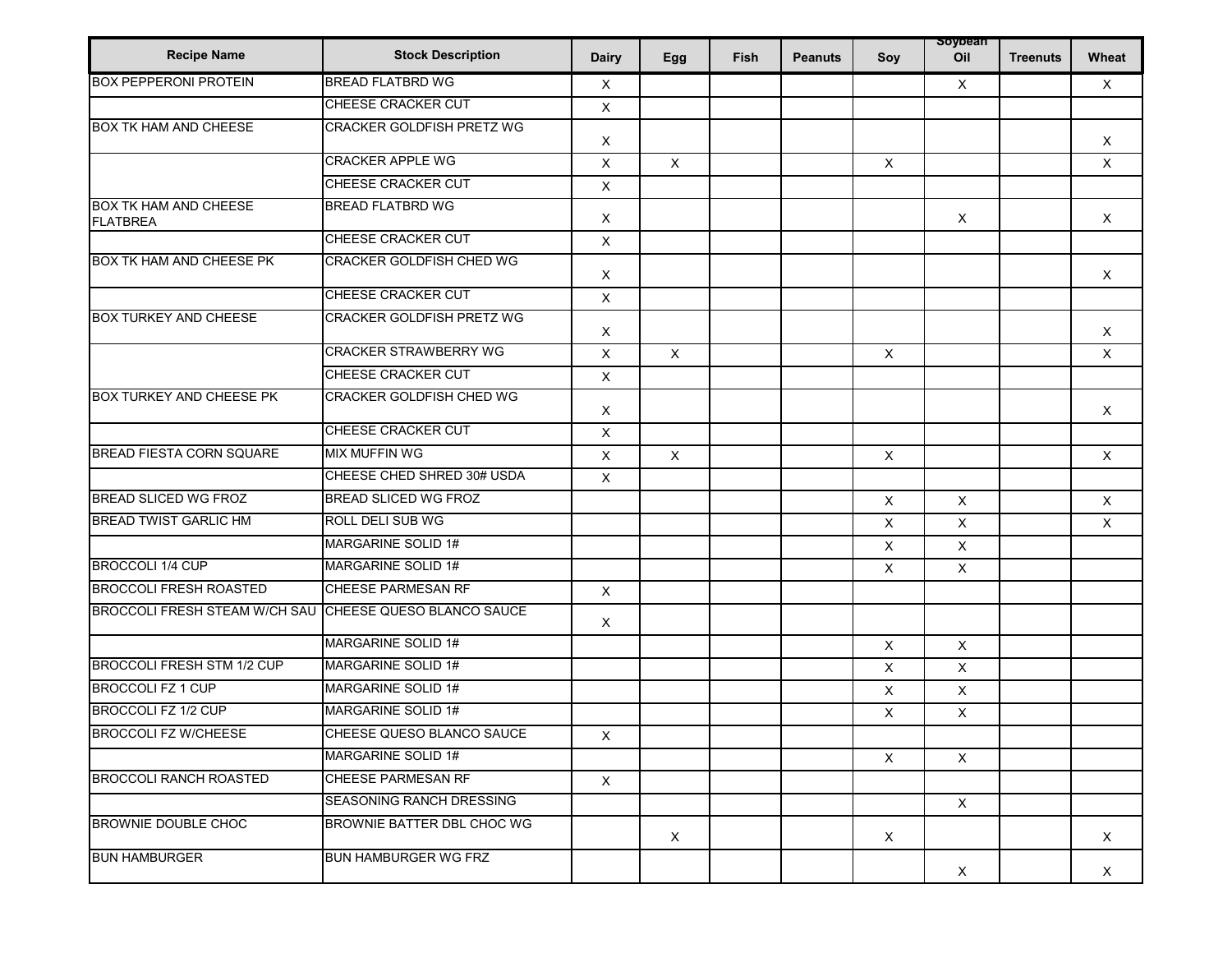| Recipe Name | Stock Description | Dairy | Egg | Fish | Peanuts | Soy | Soybean Oil | Treenuts | Wheat |
|---|---|---|---|---|---|---|---|---|---|
| BOX PEPPERONI PROTEIN | BREAD FLATBRD WG | X | | | | | X | | X |
| | CHEESE CRACKER CUT | X | | | | | | | |
| BOX TK HAM AND CHEESE | CRACKER GOLDFISH PRETZ WG | X | | | | | | | X |
| | CRACKER APPLE WG | X | X | | | X | | | X |
| | CHEESE CRACKER CUT | X | | | | | | | |
| BOX TK HAM AND CHEESE FLATBREA | BREAD FLATBRD WG | X | | | | | X | | X |
| | CHEESE CRACKER CUT | X | | | | | | | |
| BOX TK HAM AND CHEESE PK | CRACKER GOLDFISH CHED WG | X | | | | | | | X |
| | CHEESE CRACKER CUT | X | | | | | | | |
| BOX TURKEY AND CHEESE | CRACKER GOLDFISH PRETZ WG | X | | | | | | | X |
| | CRACKER STRAWBERRY WG | X | X | | | X | | | X |
| | CHEESE CRACKER CUT | X | | | | | | | |
| BOX TURKEY AND CHEESE PK | CRACKER GOLDFISH CHED WG | X | | | | | | | X |
| | CHEESE CRACKER CUT | X | | | | | | | |
| BREAD FIESTA CORN SQUARE | MIX MUFFIN WG | X | X | | | X | | | X |
| | CHEESE CHED SHRED 30# USDA | X | | | | | | | |
| BREAD SLICED WG FROZ | BREAD SLICED WG FROZ | | | | | X | X | | X |
| BREAD TWIST GARLIC HM | ROLL DELI SUB WG | | | | | X | X | | X |
| | MARGARINE SOLID 1# | | | | | X | X | | |
| BROCCOLI 1/4 CUP | MARGARINE SOLID 1# | | | | | X | X | | |
| BROCCOLI FRESH ROASTED | CHEESE PARMESAN RF | X | | | | | | | |
| BROCCOLI FRESH STEAM W/CH SAU | CHEESE QUESO BLANCO SAUCE | X | | | | | | | |
| | MARGARINE SOLID 1# | | | | | X | X | | |
| BROCCOLI FRESH STM 1/2 CUP | MARGARINE SOLID 1# | | | | | X | X | | |
| BROCCOLI FZ 1 CUP | MARGARINE SOLID 1# | | | | | X | X | | |
| BROCCOLI FZ 1/2 CUP | MARGARINE SOLID 1# | | | | | X | X | | |
| BROCCOLI FZ W/CHEESE | CHEESE QUESO BLANCO SAUCE | X | | | | | | | |
| | MARGARINE SOLID 1# | | | | | X | X | | |
| BROCCOLI RANCH ROASTED | CHEESE PARMESAN RF | X | | | | | | | |
| | SEASONING RANCH DRESSING | | | | | | X | | |
| BROWNIE DOUBLE CHOC | BROWNIE BATTER DBL CHOC WG | | X | | | X | | | X |
| BUN HAMBURGER | BUN HAMBURGER WG FRZ | | | | | | X | | X |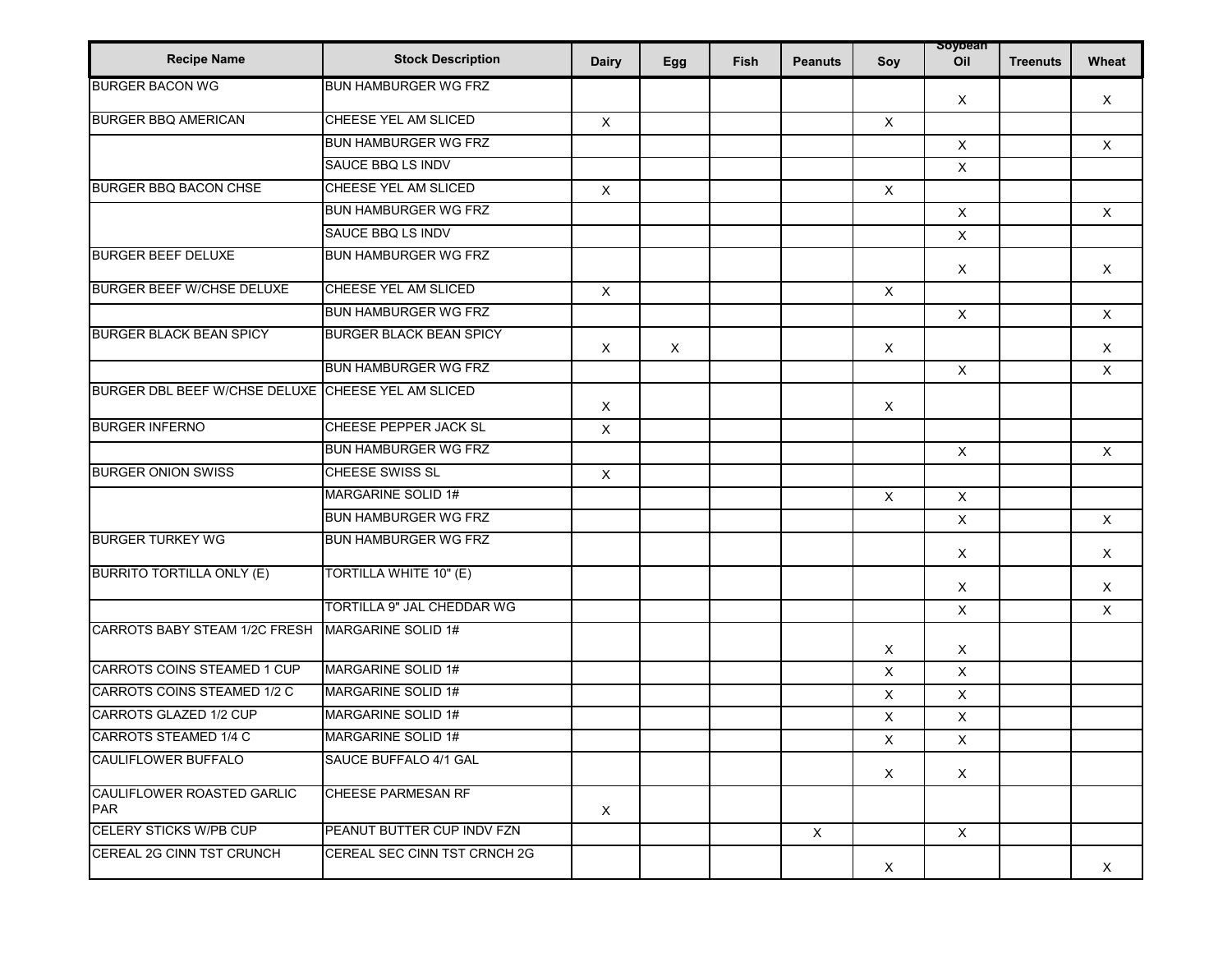| Recipe Name | Stock Description | Dairy | Egg | Fish | Peanuts | Soy | Soybean Oil | Treenuts | Wheat |
|---|---|---|---|---|---|---|---|---|---|
| BURGER BACON WG | BUN HAMBURGER WG FRZ | | | | | | X | | X |
| BURGER BBQ AMERICAN | CHEESE YEL AM SLICED | X | | | | X | | | |
| | BUN HAMBURGER WG FRZ | | | | | | X | | X |
| | SAUCE BBQ LS INDV | | | | | | X | | |
| BURGER BBQ BACON CHSE | CHEESE YEL AM SLICED | X | | | | X | | | |
| | BUN HAMBURGER WG FRZ | | | | | | X | | X |
| | SAUCE BBQ LS INDV | | | | | | X | | |
| BURGER BEEF DELUXE | BUN HAMBURGER WG FRZ | | | | | | X | | X |
| BURGER BEEF W/CHSE DELUXE | CHEESE YEL AM SLICED | X | | | | X | | | |
| | BUN HAMBURGER WG FRZ | | | | | | X | | X |
| BURGER BLACK BEAN SPICY | BURGER BLACK BEAN SPICY | X | X | | | X | | | X |
| | BUN HAMBURGER WG FRZ | | | | | | X | | X |
| BURGER DBL BEEF W/CHSE DELUXE | CHEESE YEL AM SLICED | X | | | | X | | | |
| BURGER INFERNO | CHEESE PEPPER JACK SL | X | | | | | | | |
| | BUN HAMBURGER WG FRZ | | | | | | X | | X |
| BURGER ONION SWISS | CHEESE SWISS SL | X | | | | | | | |
| | MARGARINE SOLID 1# | | | | | X | X | | |
| | BUN HAMBURGER WG FRZ | | | | | | X | | X |
| BURGER TURKEY WG | BUN HAMBURGER WG FRZ | | | | | | X | | X |
| BURRITO TORTILLA ONLY (E) | TORTILLA WHITE 10" (E) | | | | | | X | | X |
| | TORTILLA 9" JAL CHEDDAR WG | | | | | | X | | X |
| CARROTS BABY STEAM 1/2C FRESH | MARGARINE SOLID 1# | | | | | X | X | | |
| CARROTS COINS STEAMED 1 CUP | MARGARINE SOLID 1# | | | | | X | X | | |
| CARROTS COINS STEAMED 1/2 C | MARGARINE SOLID 1# | | | | | X | X | | |
| CARROTS GLAZED 1/2 CUP | MARGARINE SOLID 1# | | | | | X | X | | |
| CARROTS STEAMED 1/4 C | MARGARINE SOLID 1# | | | | | X | X | | |
| CAULIFLOWER BUFFALO | SAUCE BUFFALO 4/1 GAL | | | | | X | X | | |
| CAULIFLOWER ROASTED GARLIC PAR | CHEESE PARMESAN RF | X | | | | | | | |
| CELERY STICKS W/PB CUP | PEANUT BUTTER CUP INDV FZN | | | | X | | X | | |
| CEREAL 2G CINN TST CRUNCH | CEREAL SEC CINN TST CRNCH 2G | | | | | X | | | X |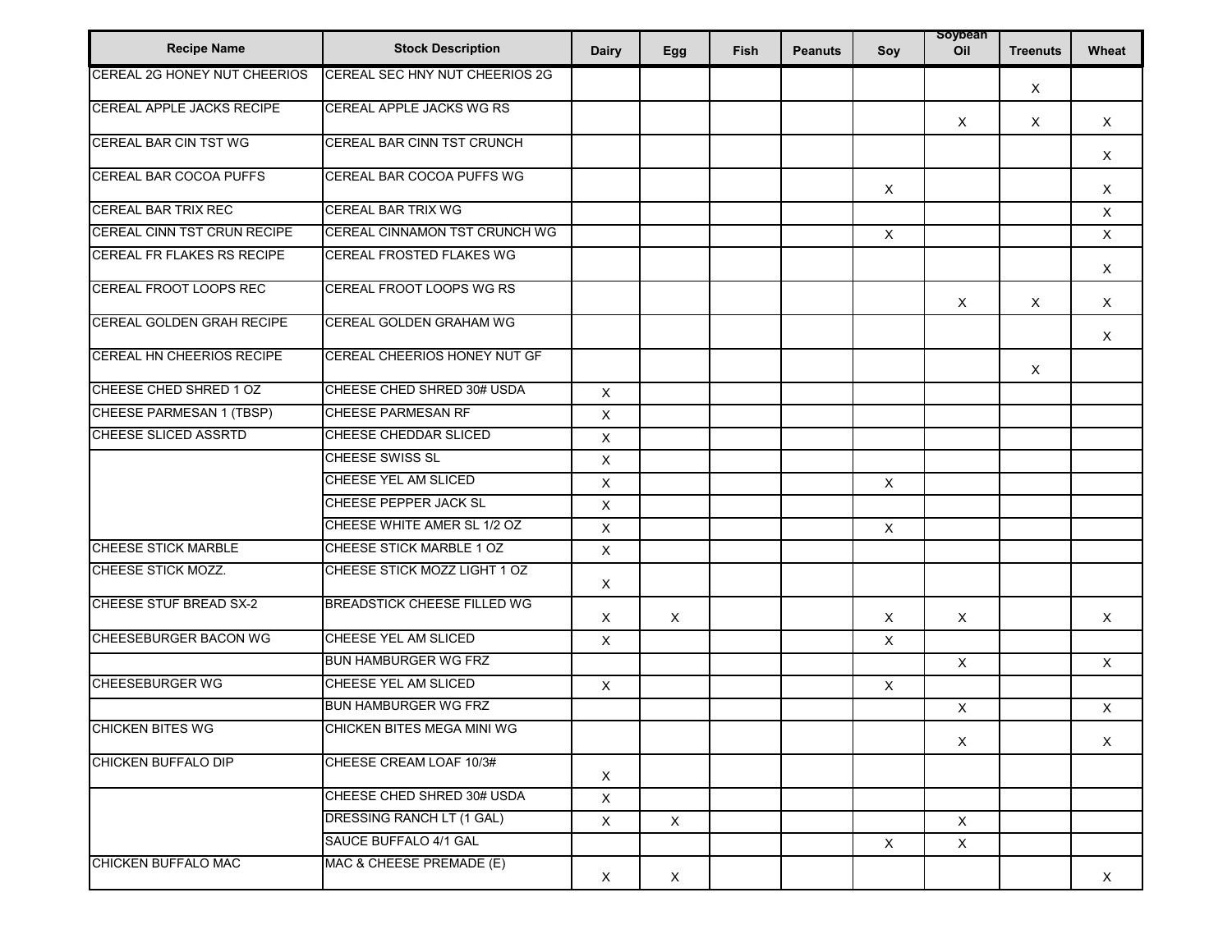| Recipe Name | Stock Description | Dairy | Egg | Fish | Peanuts | Soy | Soybean Oil | Treenuts | Wheat |
|---|---|---|---|---|---|---|---|---|---|
| CEREAL 2G HONEY NUT CHEERIOS | CEREAL SEC HNY NUT CHEERIOS 2G | | | | | | | X | |
| CEREAL APPLE JACKS RECIPE | CEREAL APPLE JACKS WG RS | | | | | | X | X | X |
| CEREAL BAR CIN TST WG | CEREAL BAR CINN TST CRUNCH | | | | | | | | X |
| CEREAL BAR COCOA PUFFS | CEREAL BAR COCOA PUFFS WG | | | | | X | | | X |
| CEREAL BAR TRIX REC | CEREAL BAR TRIX WG | | | | | | | | X |
| CEREAL CINN TST CRUN RECIPE | CEREAL CINNAMON TST CRUNCH WG | | | | | X | | | X |
| CEREAL FR FLAKES RS RECIPE | CEREAL FROSTED FLAKES WG | | | | | | | | X |
| CEREAL FROOT LOOPS REC | CEREAL FROOT LOOPS WG RS | | | | | | X | X | X |
| CEREAL GOLDEN GRAH RECIPE | CEREAL GOLDEN GRAHAM WG | | | | | | | | X |
| CEREAL HN CHEERIOS RECIPE | CEREAL CHEERIOS HONEY NUT GF | | | | | | | X | |
| CHEESE CHED SHRED 1 OZ | CHEESE CHED SHRED 30# USDA | X | | | | | | | |
| CHEESE PARMESAN 1 (TBSP) | CHEESE PARMESAN RF | X | | | | | | | |
| CHEESE SLICED ASSRTD | CHEESE CHEDDAR SLICED | X | | | | | | | |
| | CHEESE SWISS SL | X | | | | | | | |
| | CHEESE YEL AM SLICED | X | | | | X | | | |
| | CHEESE PEPPER JACK SL | X | | | | | | | |
| | CHEESE WHITE AMER SL 1/2 OZ | X | | | | X | | | |
| CHEESE STICK MARBLE | CHEESE STICK MARBLE 1 OZ | X | | | | | | | |
| CHEESE STICK MOZZ. | CHEESE STICK MOZZ LIGHT 1 OZ | X | | | | | | | |
| CHEESE STUF BREAD SX-2 | BREADSTICK CHEESE FILLED WG | X | X | | | X | X | | X |
| CHEESEBURGER BACON WG | CHEESE YEL AM SLICED | X | | | | X | | | |
| | BUN HAMBURGER WG FRZ | | | | | | X | | X |
| CHEESEBURGER WG | CHEESE YEL AM SLICED | X | | | | X | | | |
| | BUN HAMBURGER WG FRZ | | | | | | X | | X |
| CHICKEN BITES WG | CHICKEN BITES MEGA MINI WG | | | | | | X | | X |
| CHICKEN BUFFALO DIP | CHEESE CREAM LOAF 10/3# | X | | | | | | | |
| | CHEESE CHED SHRED 30# USDA | X | | | | | | | |
| | DRESSING RANCH LT (1 GAL) | X | X | | | | X | | |
| | SAUCE BUFFALO 4/1 GAL | | | | | X | X | | |
| CHICKEN BUFFALO MAC | MAC & CHEESE PREMADE (E) | X | X | | | | | | X |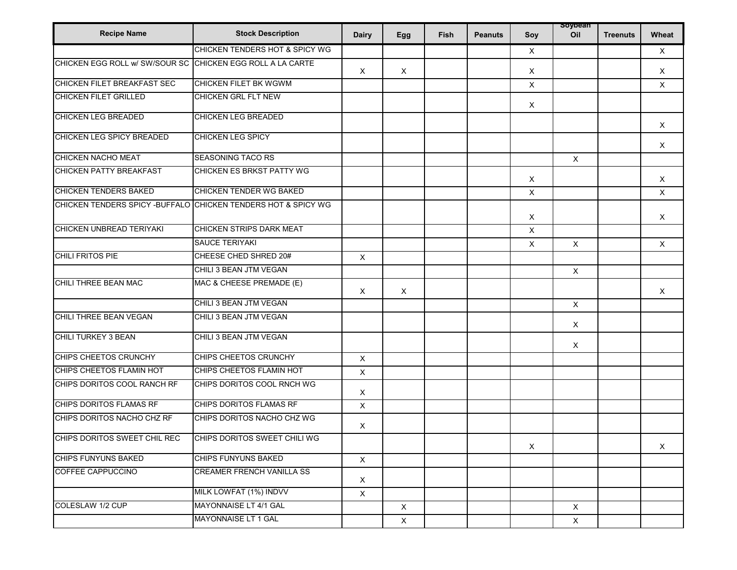| Recipe Name | Stock Description | Dairy | Egg | Fish | Peanuts | Soy | Soybean Oil | Treenuts | Wheat |
|---|---|---|---|---|---|---|---|---|---|
| | CHICKEN TENDERS HOT & SPICY WG | | | | | X | | | X |
| CHICKEN EGG ROLL w/ SW/SOUR SC | CHICKEN EGG ROLL A LA CARTE | X | X | | | X | | | X |
| CHICKEN FILET BREAKFAST SEC | CHICKEN FILET BK WGWM | | | | | X | | | X |
| CHICKEN FILET GRILLED | CHICKEN GRL FLT NEW | | | | | X | | | |
| CHICKEN LEG BREADED | CHICKEN LEG BREADED | | | | | | | | X |
| CHICKEN LEG SPICY BREADED | CHICKEN LEG SPICY | | | | | | | | X |
| CHICKEN NACHO MEAT | SEASONING TACO RS | | | | | | X | | |
| CHICKEN PATTY BREAKFAST | CHICKEN ES BRKST PATTY WG | | | | | X | | | X |
| CHICKEN TENDERS BAKED | CHICKEN TENDER WG BAKED | | | | | X | | | X |
| CHICKEN TENDERS SPICY -BUFFALO | CHICKEN TENDERS HOT & SPICY WG | | | | | X | | | X |
| CHICKEN UNBREAD TERIYAKI | CHICKEN STRIPS DARK MEAT | | | | | X | | | |
| | SAUCE TERIYAKI | | | | | X | X | | X |
| CHILI FRITOS PIE | CHEESE CHED SHRED 20# | X | | | | | | | |
| | CHILI 3 BEAN JTM VEGAN | | | | | | X | | |
| CHILI THREE BEAN MAC | MAC & CHEESE PREMADE (E) | X | X | | | | | | X |
| | CHILI 3 BEAN JTM VEGAN | | | | | | X | | |
| CHILI THREE BEAN VEGAN | CHILI 3 BEAN JTM VEGAN | | | | | | X | | |
| CHILI TURKEY 3 BEAN | CHILI 3 BEAN JTM VEGAN | | | | | | X | | |
| CHIPS CHEETOS CRUNCHY | CHIPS CHEETOS CRUNCHY | X | | | | | | | |
| CHIPS CHEETOS FLAMIN HOT | CHIPS CHEETOS FLAMIN HOT | X | | | | | | | |
| CHIPS DORITOS COOL RANCH RF | CHIPS DORITOS COOL RNCH WG | X | | | | | | | |
| CHIPS DORITOS FLAMAS RF | CHIPS DORITOS FLAMAS RF | X | | | | | | | |
| CHIPS DORITOS NACHO CHZ RF | CHIPS DORITOS NACHO CHZ WG | X | | | | | | | |
| CHIPS DORITOS SWEET CHIL REC | CHIPS DORITOS SWEET CHILI WG | | | | | X | | | X |
| CHIPS FUNYUNS BAKED | CHIPS FUNYUNS BAKED | X | | | | | | | |
| COFFEE CAPPUCCINO | CREAMER FRENCH VANILLA SS | X | | | | | | | |
| | MILK LOWFAT (1%) INDVV | X | | | | | | | |
| COLESLAW 1/2 CUP | MAYONNAISE LT 4/1 GAL | | X | | | | X | | |
| | MAYONNAISE LT 1 GAL | | X | | | | X | | |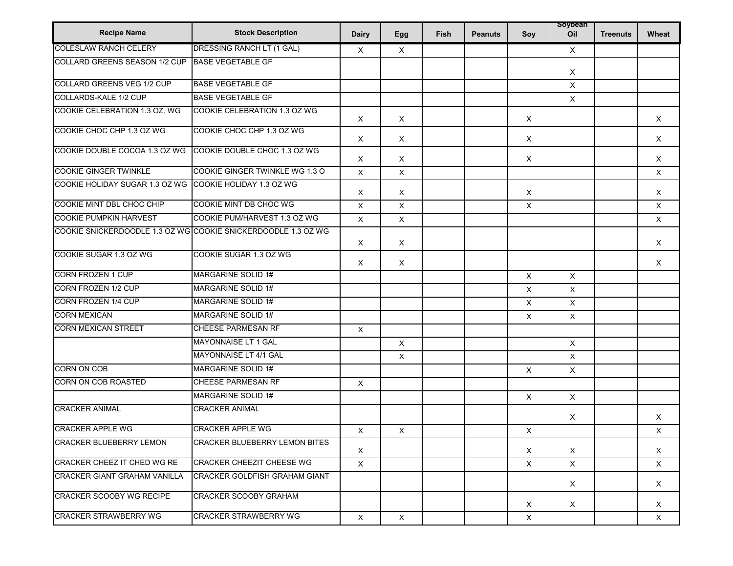| Recipe Name | Stock Description | Dairy | Egg | Fish | Peanuts | Soy | Soybean Oil | Treenuts | Wheat |
|---|---|---|---|---|---|---|---|---|---|
| COLESLAW RANCH CELERY | DRESSING RANCH LT (1 GAL) | X | X | | | | X | | |
| COLLARD GREENS SEASON 1/2 CUP | BASE VEGETABLE GF | | | | | | X | | |
| COLLARD GREENS VEG 1/2 CUP | BASE VEGETABLE GF | | | | | | X | | |
| COLLARDS-KALE 1/2 CUP | BASE VEGETABLE GF | | | | | | X | | |
| COOKIE CELEBRATION 1.3 OZ. WG | COOKIE CELEBRATION 1.3 OZ WG | X | X | | | X | | | X |
| COOKIE CHOC CHP 1.3 OZ WG | COOKIE CHOC CHP 1.3 OZ WG | X | X | | | X | | | X |
| COOKIE DOUBLE COCOA 1.3 OZ WG | COOKIE DOUBLE CHOC 1.3 OZ WG | X | X | | | X | | | X |
| COOKIE GINGER TWINKLE | COOKIE GINGER TWINKLE WG 1.3 O | X | X | | | | | | X |
| COOKIE HOLIDAY SUGAR 1.3 OZ WG | COOKIE HOLIDAY 1.3 OZ WG | X | X | | | X | | | X |
| COOKIE MINT DBL CHOC CHIP | COOKIE MINT DB CHOC WG | X | X | | | X | | | X |
| COOKIE PUMPKIN HARVEST | COOKIE PUM/HARVEST 1.3 OZ WG | X | X | | | | | | X |
| COOKIE SNICKERDOODLE 1.3 OZ WG | COOKIE SNICKERDOODLE 1.3 OZ WG | X | X | | | | | | X |
| COOKIE SUGAR 1.3 OZ WG | COOKIE SUGAR 1.3 OZ WG | X | X | | | | | | X |
| CORN FROZEN 1 CUP | MARGARINE SOLID 1# | | | | | X | X | | |
| CORN FROZEN 1/2 CUP | MARGARINE SOLID 1# | | | | | X | X | | |
| CORN FROZEN 1/4 CUP | MARGARINE SOLID 1# | | | | | X | X | | |
| CORN MEXICAN | MARGARINE SOLID 1# | | | | | X | X | | |
| CORN MEXICAN STREET | CHEESE PARMESAN RF | X | | | | | | | |
| | MAYONNAISE LT 1 GAL | | X | | | | X | | |
| | MAYONNAISE LT 4/1 GAL | | X | | | | X | | |
| CORN ON COB | MARGARINE SOLID 1# | | | | | X | X | | |
| CORN ON COB ROASTED | CHEESE PARMESAN RF | X | | | | | | | |
| | MARGARINE SOLID 1# | | | | | X | X | | |
| CRACKER ANIMAL | CRACKER ANIMAL | | | | | | X | | X |
| CRACKER APPLE WG | CRACKER APPLE WG | X | X | | | X | | | X |
| CRACKER BLUEBERRY LEMON | CRACKER BLUEBERRY LEMON BITES | X | | | | X | X | | X |
| CRACKER CHEEZ IT CHED WG RE | CRACKER CHEEZIT CHEESE WG | X | | | | X | X | | X |
| CRACKER GIANT GRAHAM VANILLA | CRACKER GOLDFISH GRAHAM GIANT | | | | | | X | | X |
| CRACKER SCOOBY WG RECIPE | CRACKER SCOOBY GRAHAM | | | | | X | X | | X |
| CRACKER STRAWBERRY WG | CRACKER STRAWBERRY WG | X | X | | | X | | | X |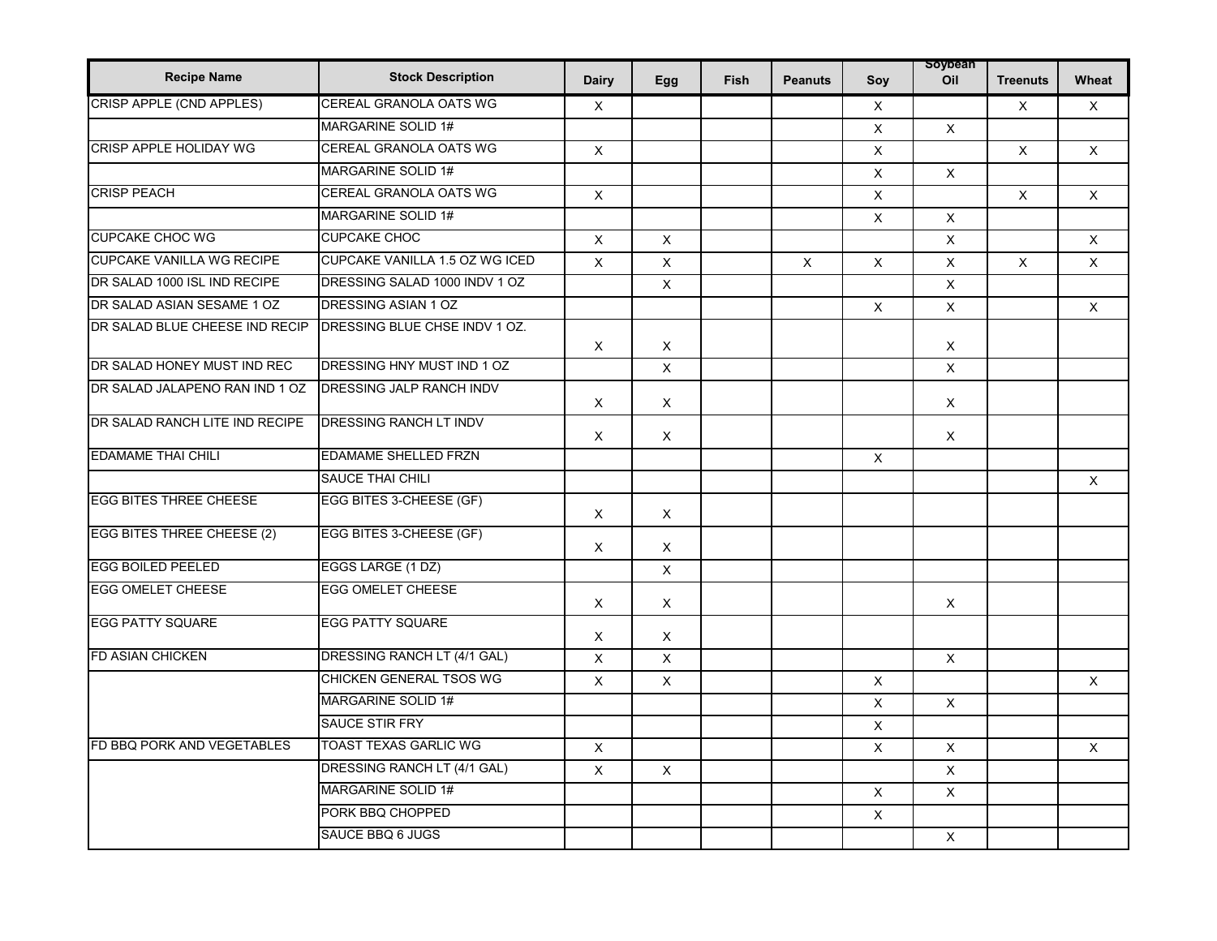| Recipe Name | Stock Description | Dairy | Egg | Fish | Peanuts | Soy | Soybean Oil | Treenuts | Wheat |
|---|---|---|---|---|---|---|---|---|---|
| CRISP APPLE (CND APPLES) | CEREAL GRANOLA OATS WG | X | | | | X | | X | X |
| | MARGARINE SOLID 1# | | | | | X | X | | |
| CRISP APPLE HOLIDAY WG | CEREAL GRANOLA OATS WG | X | | | | X | | X | X |
| | MARGARINE SOLID 1# | | | | | X | X | | |
| CRISP PEACH | CEREAL GRANOLA OATS WG | X | | | | X | | X | X |
| | MARGARINE SOLID 1# | | | | | X | X | | |
| CUPCAKE CHOC WG | CUPCAKE CHOC | X | X | | | | X | | X |
| CUPCAKE VANILLA WG RECIPE | CUPCAKE VANILLA 1.5 OZ WG ICED | X | X | | X | X | X | X | X |
| DR SALAD 1000 ISL IND RECIPE | DRESSING SALAD 1000 INDV 1 OZ | | X | | | | X | | |
| DR SALAD ASIAN SESAME 1 OZ | DRESSING ASIAN 1 OZ | | | | | X | X | | X |
| DR SALAD BLUE CHEESE IND RECIP | DRESSING BLUE CHSE INDV 1 OZ. | X | X | | | | X | | |
| DR SALAD HONEY MUST IND REC | DRESSING HNY MUST IND 1 OZ | | X | | | | X | | |
| DR SALAD JALAPENO RAN IND 1 OZ | DRESSING JALP RANCH INDV | X | X | | | | X | | |
| DR SALAD RANCH LITE IND RECIPE | DRESSING RANCH LT INDV | X | X | | | | X | | |
| EDAMAME THAI CHILI | EDAMAME SHELLED FRZN | | | | | X | | | |
| | SAUCE THAI CHILI | | | | | | | | X |
| EGG BITES THREE CHEESE | EGG BITES 3-CHEESE (GF) | X | X | | | | | | |
| EGG BITES THREE CHEESE (2) | EGG BITES 3-CHEESE (GF) | X | X | | | | | | |
| EGG BOILED PEELED | EGGS LARGE (1 DZ) | | X | | | | | | |
| EGG OMELET CHEESE | EGG OMELET CHEESE | X | X | | | | X | | |
| EGG PATTY SQUARE | EGG PATTY SQUARE | X | X | | | | | | |
| FD ASIAN CHICKEN | DRESSING RANCH LT (4/1 GAL) | X | X | | | | X | | |
| | CHICKEN GENERAL TSOS WG | X | X | | | X | | | X |
| | MARGARINE SOLID 1# | | | | | X | X | | |
| | SAUCE STIR FRY | | | | | X | | | |
| FD BBQ PORK AND VEGETABLES | TOAST TEXAS GARLIC WG | X | | | | X | X | | X |
| | DRESSING RANCH LT (4/1 GAL) | X | X | | | | X | | |
| | MARGARINE SOLID 1# | | | | | X | X | | |
| | PORK BBQ CHOPPED | | | | | X | | | |
| | SAUCE BBQ 6 JUGS | | | | | | X | | |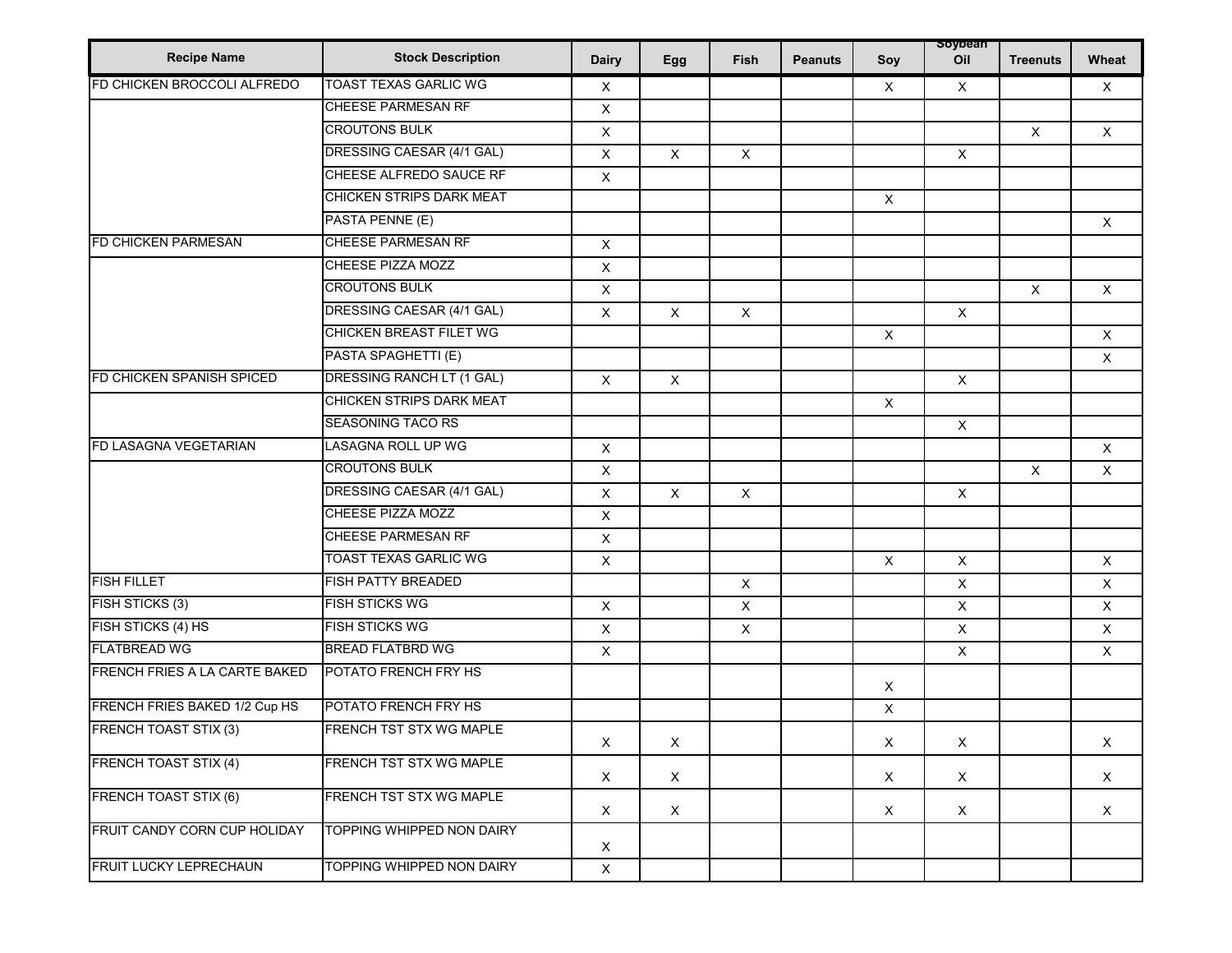| Recipe Name | Stock Description | Dairy | Egg | Fish | Peanuts | Soy | Soybean Oil | Treenuts | Wheat |
|---|---|---|---|---|---|---|---|---|---|
| FD CHICKEN BROCCOLI ALFREDO | TOAST TEXAS GARLIC WG | X | | | | X | X | | X |
| | CHEESE PARMESAN RF | X | | | | | | | |
| | CROUTONS BULK | X | | | | | | X | X |
| | DRESSING CAESAR (4/1 GAL) | X | X | X | | | X | | |
| | CHEESE ALFREDO SAUCE RF | X | | | | | | | |
| | CHICKEN STRIPS DARK MEAT | | | | | X | | | |
| | PASTA PENNE (E) | | | | | | | | X |
| FD CHICKEN PARMESAN | CHEESE PARMESAN RF | X | | | | | | | |
| | CHEESE PIZZA MOZZ | X | | | | | | | |
| | CROUTONS BULK | X | | | | | | X | X |
| | DRESSING CAESAR (4/1 GAL) | X | X | X | | | X | | |
| | CHICKEN BREAST FILET WG | | | | | X | | | X |
| | PASTA SPAGHETTI (E) | | | | | | | | X |
| FD CHICKEN SPANISH SPICED | DRESSING RANCH LT (1 GAL) | X | X | | | | X | | |
| | CHICKEN STRIPS DARK MEAT | | | | | X | | | |
| | SEASONING TACO RS | | | | | | X | | |
| FD LASAGNA VEGETARIAN | LASAGNA ROLL UP WG | X | | | | | | | X |
| | CROUTONS BULK | X | | | | | | X | X |
| | DRESSING CAESAR (4/1 GAL) | X | X | X | | | X | | |
| | CHEESE PIZZA MOZZ | X | | | | | | | |
| | CHEESE PARMESAN RF | X | | | | | | | |
| | TOAST TEXAS GARLIC WG | X | | | | X | X | | X |
| FISH FILLET | FISH PATTY BREADED | | | X | | | X | | X |
| FISH STICKS (3) | FISH STICKS WG | X | | X | | | X | | X |
| FISH STICKS (4) HS | FISH STICKS WG | X | | X | | | X | | X |
| FLATBREAD WG | BREAD FLATBRD WG | X | | | | | X | | X |
| FRENCH FRIES A LA CARTE BAKED | POTATO FRENCH FRY HS | | | | | X | | | |
| FRENCH FRIES BAKED 1/2 Cup HS | POTATO FRENCH FRY HS | | | | | X | | | |
| FRENCH TOAST STIX (3) | FRENCH TST STX WG MAPLE | X | X | | | X | X | | X |
| FRENCH TOAST STIX (4) | FRENCH TST STX WG MAPLE | X | X | | | X | X | | X |
| FRENCH TOAST STIX (6) | FRENCH TST STX WG MAPLE | X | X | | | X | X | | X |
| FRUIT CANDY CORN CUP HOLIDAY | TOPPING WHIPPED NON DAIRY | X | | | | | | | |
| FRUIT LUCKY LEPRECHAUN | TOPPING WHIPPED NON DAIRY | X | | | | | | | |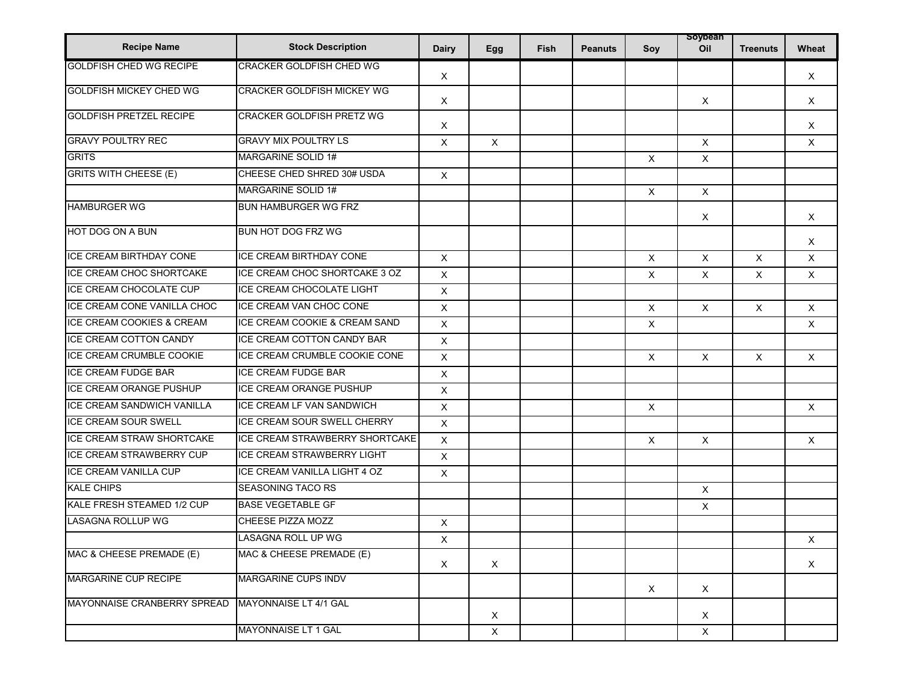| Recipe Name | Stock Description | Dairy | Egg | Fish | Peanuts | Soy | Soybean Oil | Treenuts | Wheat |
|---|---|---|---|---|---|---|---|---|---|
| GOLDFISH CHED WG RECIPE | CRACKER GOLDFISH CHED WG | X | | | | | | | X |
| GOLDFISH MICKEY CHED WG | CRACKER GOLDFISH MICKEY WG | X | | | | | X | | X |
| GOLDFISH PRETZEL RECIPE | CRACKER GOLDFISH PRETZ WG | X | | | | | | | X |
| GRAVY POULTRY REC | GRAVY MIX POULTRY LS | X | X | | | | X | | X |
| GRITS | MARGARINE SOLID 1# | | | | | X | X | | |
| GRITS WITH CHEESE (E) | CHEESE CHED SHRED 30# USDA | X | | | | | | | |
| | MARGARINE SOLID 1# | | | | | X | X | | |
| HAMBURGER WG | BUN HAMBURGER WG FRZ | | | | | | X | | X |
| HOT DOG ON A BUN | BUN HOT DOG FRZ WG | | | | | | | | X |
| ICE CREAM BIRTHDAY CONE | ICE CREAM BIRTHDAY CONE | X | | | | X | X | X | X |
| ICE CREAM CHOC SHORTCAKE | ICE CREAM CHOC SHORTCAKE 3 OZ | X | | | | X | X | X | X |
| ICE CREAM CHOCOLATE CUP | ICE CREAM CHOCOLATE LIGHT | X | | | | | | | |
| ICE CREAM CONE VANILLA CHOC | ICE CREAM VAN CHOC CONE | X | | | | X | X | X | X |
| ICE CREAM COOKIES & CREAM | ICE CREAM COOKIE & CREAM SAND | X | | | | X | | | X |
| ICE CREAM COTTON CANDY | ICE CREAM COTTON CANDY BAR | X | | | | | | | |
| ICE CREAM CRUMBLE COOKIE | ICE CREAM CRUMBLE COOKIE CONE | X | | | | X | X | X | X |
| ICE CREAM FUDGE BAR | ICE CREAM FUDGE BAR | X | | | | | | | |
| ICE CREAM ORANGE PUSHUP | ICE CREAM ORANGE PUSHUP | X | | | | | | | |
| ICE CREAM SANDWICH VANILLA | ICE CREAM LF VAN SANDWICH | X | | | | X | | | X |
| ICE CREAM SOUR SWELL | ICE CREAM SOUR SWELL CHERRY | X | | | | | | | |
| ICE CREAM STRAW SHORTCAKE | ICE CREAM STRAWBERRY SHORTCAKE | X | | | | X | X | | X |
| ICE CREAM STRAWBERRY CUP | ICE CREAM STRAWBERRY LIGHT | X | | | | | | | |
| ICE CREAM VANILLA CUP | ICE CREAM VANILLA LIGHT 4 OZ | X | | | | | | | |
| KALE CHIPS | SEASONING TACO RS | | | | | | X | | |
| KALE FRESH STEAMED 1/2 CUP | BASE VEGETABLE GF | | | | | | X | | |
| LASAGNA ROLLUP WG | CHEESE PIZZA MOZZ | X | | | | | | | |
| | LASAGNA ROLL UP WG | X | | | | | | | X |
| MAC & CHEESE PREMADE (E) | MAC & CHEESE PREMADE (E) | X | X | | | | | | X |
| MARGARINE CUP RECIPE | MARGARINE CUPS INDV | | | | | X | X | | |
| MAYONNAISE CRANBERRY SPREAD | MAYONNAISE LT 4/1 GAL | | X | | | | X | | |
| | MAYONNAISE LT 1 GAL | | X | | | | X | | |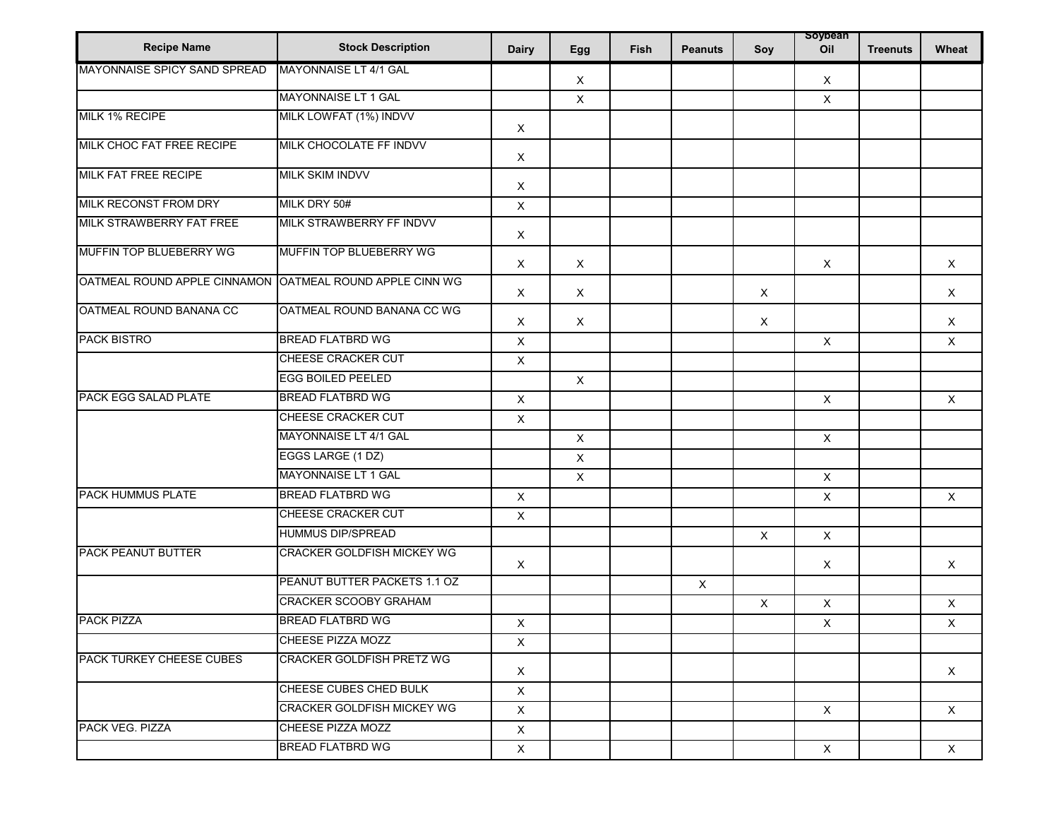| Recipe Name | Stock Description | Dairy | Egg | Fish | Peanuts | Soy | Soybean Oil | Treenuts | Wheat |
|---|---|---|---|---|---|---|---|---|---|
| MAYONNAISE SPICY SAND SPREAD | MAYONNAISE LT 4/1 GAL | | X | | | | X | | |
| | MAYONNAISE LT 1 GAL | | X | | | | X | | |
| MILK 1% RECIPE | MILK LOWFAT (1%) INDVV | X | | | | | | | |
| MILK CHOC FAT FREE RECIPE | MILK CHOCOLATE FF INDVV | X | | | | | | | |
| MILK FAT FREE RECIPE | MILK SKIM INDVV | X | | | | | | | |
| MILK RECONST FROM DRY | MILK DRY 50# | X | | | | | | | |
| MILK STRAWBERRY FAT FREE | MILK STRAWBERRY FF INDVV | X | | | | | | | |
| MUFFIN TOP BLUEBERRY WG | MUFFIN TOP BLUEBERRY WG | X | X | | | | X | | X |
| OATMEAL ROUND APPLE CINNAMON | OATMEAL ROUND APPLE CINN WG | X | X | | | X | | | X |
| OATMEAL ROUND BANANA CC | OATMEAL ROUND BANANA CC WG | X | X | | | X | | | X |
| PACK BISTRO | BREAD FLATBRD WG | X | | | | | X | | X |
| | CHEESE CRACKER CUT | X | | | | | | | |
| | EGG BOILED PEELED | | X | | | | | | |
| PACK EGG SALAD PLATE | BREAD FLATBRD WG | X | | | | | X | | X |
| | CHEESE CRACKER CUT | X | | | | | | | |
| | MAYONNAISE LT 4/1 GAL | | X | | | | X | | |
| | EGGS LARGE (1 DZ) | | X | | | | | | |
| | MAYONNAISE LT 1 GAL | | X | | | | X | | |
| PACK HUMMUS PLATE | BREAD FLATBRD WG | X | | | | | X | | X |
| | CHEESE CRACKER CUT | X | | | | | | | |
| | HUMMUS DIP/SPREAD | | | | | X | X | | |
| PACK PEANUT BUTTER | CRACKER GOLDFISH MICKEY WG | X | | | | | X | | X |
| | PEANUT BUTTER PACKETS 1.1 OZ | | | | X | | | | |
| | CRACKER SCOOBY GRAHAM | | | | | X | X | | X |
| PACK PIZZA | BREAD FLATBRD WG | X | | | | | X | | X |
| | CHEESE PIZZA MOZZ | X | | | | | | | |
| PACK TURKEY CHEESE CUBES | CRACKER GOLDFISH PRETZ WG | X | | | | | | | X |
| | CHEESE CUBES CHED BULK | X | | | | | | | |
| | CRACKER GOLDFISH MICKEY WG | X | | | | | X | | X |
| PACK VEG. PIZZA | CHEESE PIZZA MOZZ | X | | | | | | | |
| | BREAD FLATBRD WG | X | | | | | X | | X |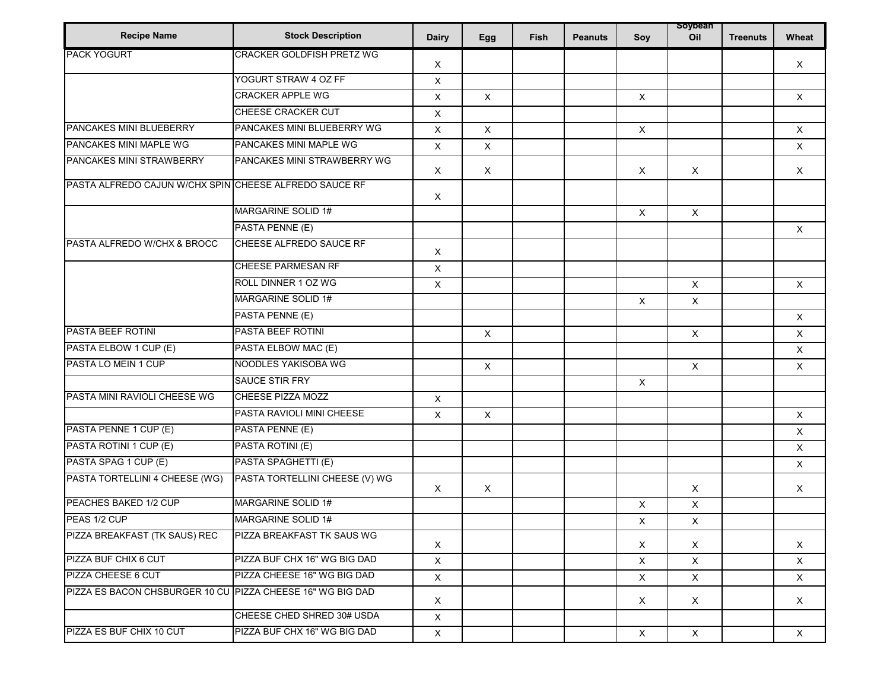| Recipe Name | Stock Description | Dairy | Egg | Fish | Peanuts | Soy | Soybean Oil | Treenuts | Wheat |
|---|---|---|---|---|---|---|---|---|---|
| PACK YOGURT | CRACKER GOLDFISH PRETZ WG | X | | | | | | | X |
| | YOGURT STRAW 4 OZ FF | X | | | | | | | |
| | CRACKER APPLE WG | X | X | | | X | | | X |
| | CHEESE CRACKER CUT | X | | | | | | | |
| PANCAKES MINI BLUEBERRY | PANCAKES MINI BLUEBERRY WG | X | X | | | X | | | X |
| PANCAKES MINI MAPLE WG | PANCAKES MINI MAPLE WG | X | X | | | | | | X |
| PANCAKES MINI STRAWBERRY | PANCAKES MINI STRAWBERRY WG | X | X | | | X | X | | X |
| PASTA ALFREDO CAJUN W/CHX SPIN | CHEESE ALFREDO SAUCE RF | X | | | | | | | |
| | MARGARINE SOLID 1# | | | | | X | X | | |
| | PASTA PENNE (E) | | | | | | | | X |
| PASTA ALFREDO W/CHX & BROCC | CHEESE ALFREDO SAUCE RF | X | | | | | | | |
| | CHEESE PARMESAN RF | X | | | | | | | |
| | ROLL DINNER 1 OZ WG | X | | | | | X | | X |
| | MARGARINE SOLID 1# | | | | | X | X | | |
| | PASTA PENNE (E) | | | | | | | | X |
| PASTA BEEF ROTINI | PASTA BEEF ROTINI | | X | | | | X | | X |
| PASTA ELBOW 1 CUP (E) | PASTA ELBOW MAC (E) | | | | | | | | X |
| PASTA LO MEIN 1 CUP | NOODLES YAKISOBA WG | | X | | | | X | | X |
| | SAUCE STIR FRY | | | | | X | | | |
| PASTA MINI RAVIOLI CHEESE WG | CHEESE PIZZA MOZZ | X | | | | | | | |
| | PASTA RAVIOLI MINI CHEESE | X | X | | | | | | X |
| PASTA PENNE 1 CUP (E) | PASTA PENNE (E) | | | | | | | | X |
| PASTA ROTINI 1 CUP (E) | PASTA ROTINI (E) | | | | | | | | X |
| PASTA SPAG 1 CUP (E) | PASTA SPAGHETTI (E) | | | | | | | | X |
| PASTA TORTELLINI 4 CHEESE (WG) | PASTA TORTELLINI CHEESE (V) WG | X | X | | | | X | | X |
| PEACHES BAKED 1/2 CUP | MARGARINE SOLID 1# | | | | | X | X | | |
| PEAS 1/2 CUP | MARGARINE SOLID 1# | | | | | X | X | | |
| PIZZA BREAKFAST (TK SAUS) REC | PIZZA BREAKFAST TK SAUS WG | X | | | | X | X | | X |
| PIZZA BUF CHIX 6 CUT | PIZZA BUF CHX 16" WG BIG DAD | X | | | | X | X | | X |
| PIZZA CHEESE 6 CUT | PIZZA CHEESE 16" WG BIG DAD | X | | | | X | X | | X |
| PIZZA ES BACON CHSBURGER 10 CU | PIZZA CHEESE 16" WG BIG DAD | X | | | | X | X | | X |
| | CHEESE CHED SHRED 30# USDA | X | | | | | | | |
| PIZZA ES BUF CHIX 10 CUT | PIZZA BUF CHX 16" WG BIG DAD | X | | | | X | X | | X |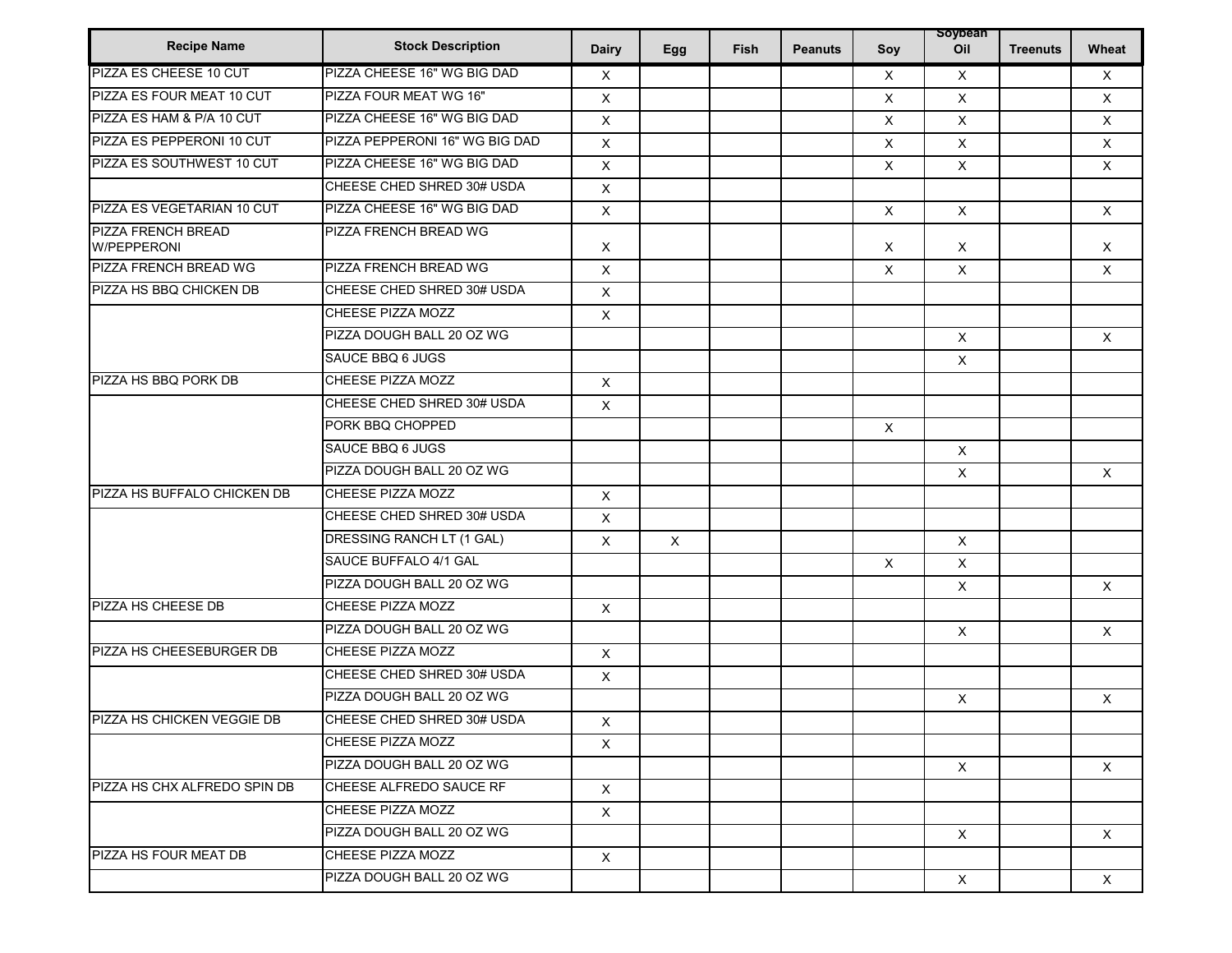| Recipe Name | Stock Description | Dairy | Egg | Fish | Peanuts | Soy | Soybean Oil | Treenuts | Wheat |
|---|---|---|---|---|---|---|---|---|---|
| PIZZA ES CHEESE 10 CUT | PIZZA CHEESE 16" WG BIG DAD | X | | | | X | X | | X |
| PIZZA ES FOUR MEAT 10 CUT | PIZZA FOUR MEAT WG 16" | X | | | | X | X | | X |
| PIZZA ES HAM & P/A 10 CUT | PIZZA CHEESE 16" WG BIG DAD | X | | | | X | X | | X |
| PIZZA ES PEPPERONI 10 CUT | PIZZA PEPPERONI 16" WG BIG DAD | X | | | | X | X | | X |
| PIZZA ES SOUTHWEST 10 CUT | PIZZA CHEESE 16" WG BIG DAD | X | | | | X | X | | X |
| | CHEESE CHED SHRED 30# USDA | X | | | | | | | |
| PIZZA ES VEGETARIAN 10 CUT | PIZZA CHEESE 16" WG BIG DAD | X | | | | X | X | | X |
| PIZZA FRENCH BREAD W/PEPPERONI | PIZZA FRENCH BREAD WG | X | | | | X | X | | X |
| PIZZA FRENCH BREAD WG | PIZZA FRENCH BREAD WG | X | | | | X | X | | X |
| PIZZA HS BBQ CHICKEN DB | CHEESE CHED SHRED 30# USDA | X | | | | | | | |
| | CHEESE PIZZA MOZZ | X | | | | | | | |
| | PIZZA DOUGH BALL 20 OZ WG | | | | | | X | | X |
| | SAUCE BBQ 6 JUGS | | | | | | X | | |
| PIZZA HS BBQ PORK DB | CHEESE PIZZA MOZZ | X | | | | | | | |
| | CHEESE CHED SHRED 30# USDA | X | | | | | | | |
| | PORK BBQ CHOPPED | | | | | X | | | |
| | SAUCE BBQ 6 JUGS | | | | | | X | | |
| | PIZZA DOUGH BALL 20 OZ WG | | | | | | X | | X |
| PIZZA HS BUFFALO CHICKEN DB | CHEESE PIZZA MOZZ | X | | | | | | | |
| | CHEESE CHED SHRED 30# USDA | X | | | | | | | |
| | DRESSING RANCH LT (1 GAL) | X | X | | | | X | | |
| | SAUCE BUFFALO 4/1 GAL | | | | | X | X | | |
| | PIZZA DOUGH BALL 20 OZ WG | | | | | | X | | X |
| PIZZA HS CHEESE DB | CHEESE PIZZA MOZZ | X | | | | | | | |
| | PIZZA DOUGH BALL 20 OZ WG | | | | | | X | | X |
| PIZZA HS CHEESEBURGER DB | CHEESE PIZZA MOZZ | X | | | | | | | |
| | CHEESE CHED SHRED 30# USDA | X | | | | | | | |
| | PIZZA DOUGH BALL 20 OZ WG | | | | | | X | | X |
| PIZZA HS CHICKEN VEGGIE DB | CHEESE CHED SHRED 30# USDA | X | | | | | | | |
| | CHEESE PIZZA MOZZ | X | | | | | | | |
| | PIZZA DOUGH BALL 20 OZ WG | | | | | | X | | X |
| PIZZA HS CHX ALFREDO SPIN DB | CHEESE ALFREDO SAUCE RF | X | | | | | | | |
| | CHEESE PIZZA MOZZ | X | | | | | | | |
| | PIZZA DOUGH BALL 20 OZ WG | | | | | | X | | X |
| PIZZA HS FOUR MEAT DB | CHEESE PIZZA MOZZ | X | | | | | | | |
| | PIZZA DOUGH BALL 20 OZ WG | | | | | | X | | X |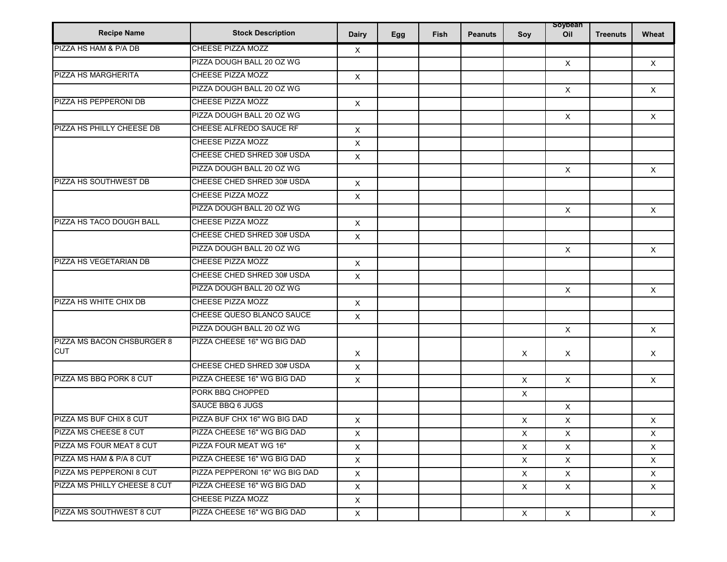| Recipe Name | Stock Description | Dairy | Egg | Fish | Peanuts | Soy | Soybean Oil | Treenuts | Wheat |
|---|---|---|---|---|---|---|---|---|---|
| PIZZA HS HAM & P/A DB | CHEESE PIZZA MOZZ | X | | | | | | | |
| | PIZZA DOUGH BALL 20 OZ WG | | | | | | X | | X |
| PIZZA HS MARGHERITA | CHEESE PIZZA MOZZ | X | | | | | | | |
| | PIZZA DOUGH BALL 20 OZ WG | | | | | | X | | X |
| PIZZA HS PEPPERONI DB | CHEESE PIZZA MOZZ | X | | | | | | | |
| | PIZZA DOUGH BALL 20 OZ WG | | | | | | X | | X |
| PIZZA HS PHILLY CHEESE DB | CHEESE ALFREDO SAUCE RF | X | | | | | | | |
| | CHEESE PIZZA MOZZ | X | | | | | | | |
| | CHEESE CHED SHRED 30# USDA | X | | | | | | | |
| | PIZZA DOUGH BALL 20 OZ WG | | | | | | X | | X |
| PIZZA HS SOUTHWEST DB | CHEESE CHED SHRED 30# USDA | X | | | | | | | |
| | CHEESE PIZZA MOZZ | X | | | | | | | |
| | PIZZA DOUGH BALL 20 OZ WG | | | | | | X | | X |
| PIZZA HS TACO DOUGH BALL | CHEESE PIZZA MOZZ | X | | | | | | | |
| | CHEESE CHED SHRED 30# USDA | X | | | | | | | |
| | PIZZA DOUGH BALL 20 OZ WG | | | | | | X | | X |
| PIZZA HS VEGETARIAN DB | CHEESE PIZZA MOZZ | X | | | | | | | |
| | CHEESE CHED SHRED 30# USDA | X | | | | | | | |
| | PIZZA DOUGH BALL 20 OZ WG | | | | | | X | | X |
| PIZZA HS WHITE CHIX DB | CHEESE PIZZA MOZZ | X | | | | | | | |
| | CHEESE QUESO BLANCO SAUCE | X | | | | | | | |
| | PIZZA DOUGH BALL 20 OZ WG | | | | | | X | | X |
| PIZZA MS BACON CHSBURGER 8 CUT | PIZZA CHEESE 16" WG BIG DAD | X | | | | X | X | | X |
| | CHEESE CHED SHRED 30# USDA | X | | | | | | | |
| PIZZA MS BBQ PORK 8 CUT | PIZZA CHEESE 16" WG BIG DAD | X | | | | X | X | | X |
| | PORK BBQ CHOPPED | | | | | X | | | |
| | SAUCE BBQ 6 JUGS | | | | | | X | | |
| PIZZA MS BUF CHIX 8 CUT | PIZZA BUF CHX 16" WG BIG DAD | X | | | | X | X | | X |
| PIZZA MS CHEESE 8 CUT | PIZZA CHEESE 16" WG BIG DAD | X | | | | X | X | | X |
| PIZZA MS FOUR MEAT 8 CUT | PIZZA FOUR MEAT WG 16" | X | | | | X | X | | X |
| PIZZA MS HAM & P/A 8 CUT | PIZZA CHEESE 16" WG BIG DAD | X | | | | X | X | | X |
| PIZZA MS PEPPERONI 8 CUT | PIZZA PEPPERONI 16" WG BIG DAD | X | | | | X | X | | X |
| PIZZA MS PHILLY CHEESE 8 CUT | PIZZA CHEESE 16" WG BIG DAD | X | | | | X | X | | X |
| | CHEESE PIZZA MOZZ | X | | | | | | | |
| PIZZA MS SOUTHWEST 8 CUT | PIZZA CHEESE 16" WG BIG DAD | X | | | | X | X | | X |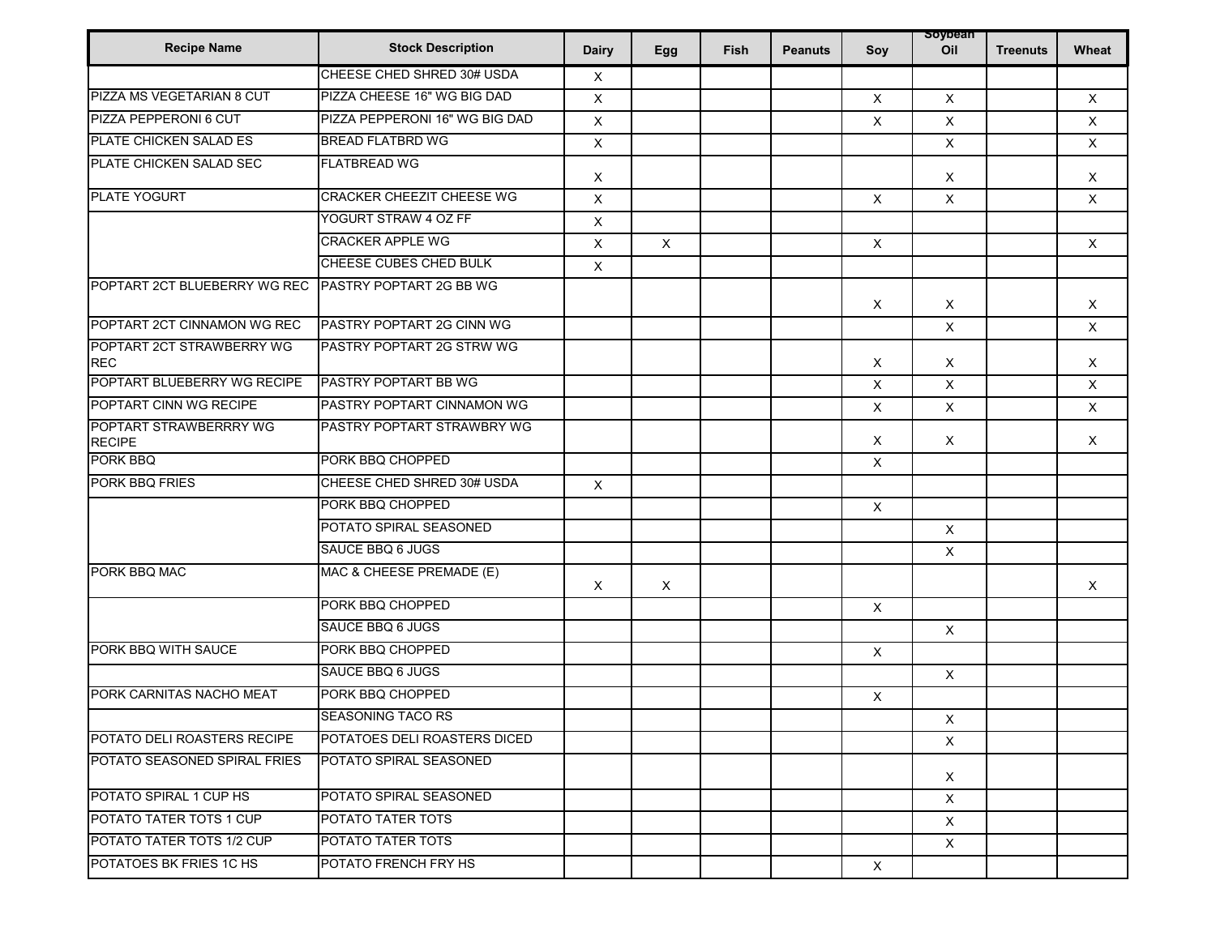| Recipe Name | Stock Description | Dairy | Egg | Fish | Peanuts | Soy | Soybean Oil | Treenuts | Wheat |
|---|---|---|---|---|---|---|---|---|---|
| | CHEESE CHED SHRED 30# USDA | X | | | | | | | |
| PIZZA MS VEGETARIAN 8 CUT | PIZZA CHEESE 16" WG BIG DAD | X | | | | X | X | | X |
| PIZZA PEPPERONI 6 CUT | PIZZA PEPPERONI 16" WG BIG DAD | X | | | | X | X | | X |
| PLATE CHICKEN SALAD ES | BREAD FLATBRD WG | X | | | | | X | | X |
| PLATE CHICKEN SALAD SEC | FLATBREAD WG | X | | | | | X | | X |
| PLATE YOGURT | CRACKER CHEEZIT CHEESE WG | X | | | | X | X | | X |
| | YOGURT STRAW 4 OZ FF | X | | | | | | | |
| | CRACKER APPLE WG | X | X | | | X | | | X |
| | CHEESE CUBES CHED BULK | X | | | | | | | |
| POPTART 2CT BLUEBERRY WG REC | PASTRY POPTART 2G BB WG | | | | | X | X | | X |
| POPTART 2CT CINNAMON WG REC | PASTRY POPTART 2G CINN WG | | | | | | X | | X |
| POPTART 2CT STRAWBERRY WG REC | PASTRY POPTART 2G STRW WG | | | | | X | X | | X |
| POPTART BLUEBERRY WG RECIPE | PASTRY POPTART BB WG | | | | | X | X | | X |
| POPTART CINN WG RECIPE | PASTRY POPTART CINNAMON WG | | | | | X | X | | X |
| POPTART STRAWBERRRY WG RECIPE | PASTRY POPTART STRAWBRY WG | | | | | X | X | | X |
| PORK BBQ | PORK BBQ CHOPPED | | | | | X | | | |
| PORK BBQ FRIES | CHEESE CHED SHRED 30# USDA | X | | | | | | | |
| | PORK BBQ CHOPPED | | | | | X | | | |
| | POTATO SPIRAL SEASONED | | | | | | X | | |
| | SAUCE BBQ 6 JUGS | | | | | | X | | |
| PORK BBQ MAC | MAC & CHEESE PREMADE (E) | X | X | | | | | | X |
| | PORK BBQ CHOPPED | | | | | X | | | |
| | SAUCE BBQ 6 JUGS | | | | | | X | | |
| PORK BBQ WITH SAUCE | PORK BBQ CHOPPED | | | | | X | | | |
| | SAUCE BBQ 6 JUGS | | | | | | X | | |
| PORK CARNITAS NACHO MEAT | PORK BBQ CHOPPED | | | | | X | | | |
| | SEASONING TACO RS | | | | | | X | | |
| POTATO DELI ROASTERS RECIPE | POTATOES DELI ROASTERS DICED | | | | | | X | | |
| POTATO SEASONED SPIRAL FRIES | POTATO SPIRAL SEASONED | | | | | | X | | |
| POTATO SPIRAL 1 CUP HS | POTATO SPIRAL SEASONED | | | | | | X | | |
| POTATO TATER TOTS 1 CUP | POTATO TATER TOTS | | | | | | X | | |
| POTATO TATER TOTS 1/2 CUP | POTATO TATER TOTS | | | | | | X | | |
| POTATOES BK FRIES 1C HS | POTATO FRENCH FRY HS | | | | | X | | | |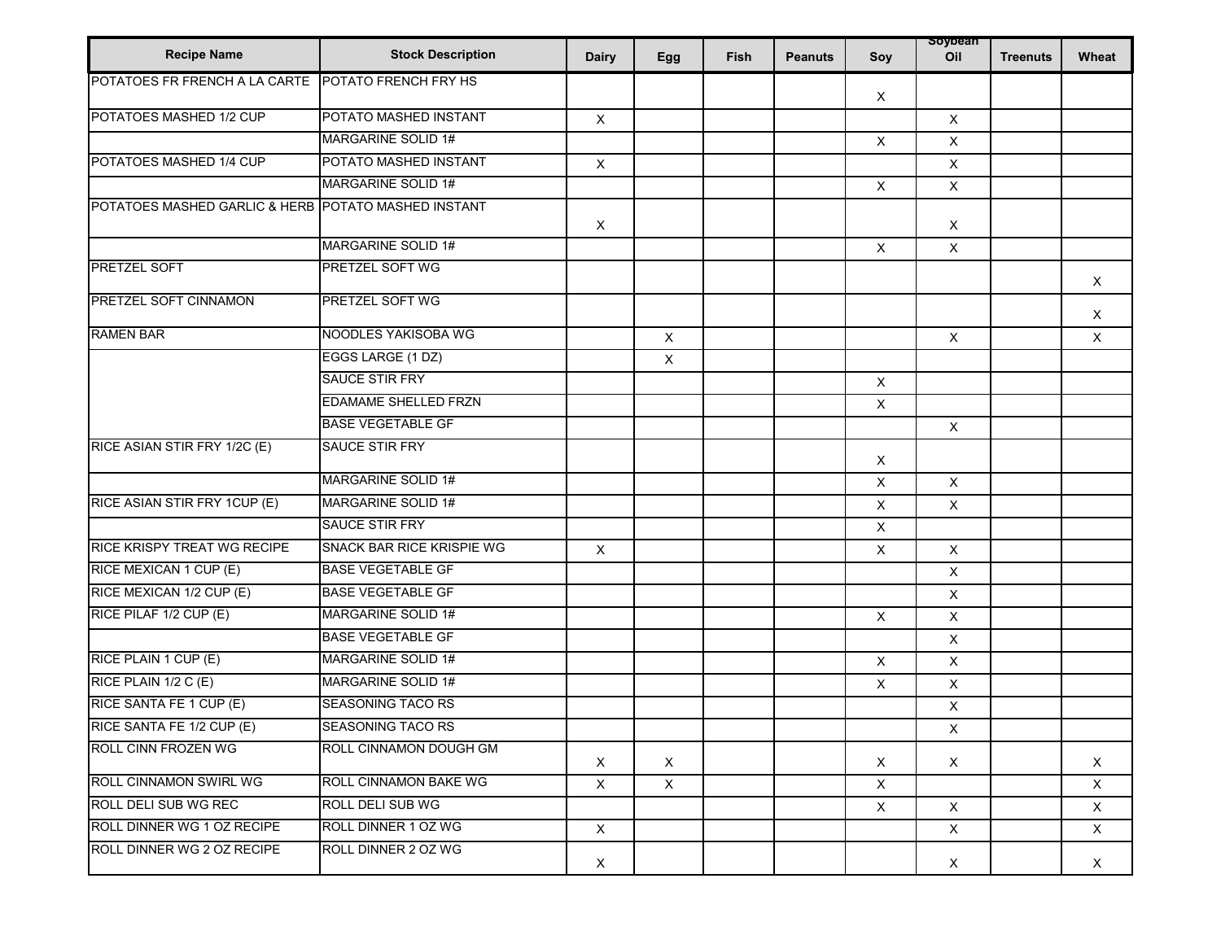| Recipe Name | Stock Description | Dairy | Egg | Fish | Peanuts | Soy | Soybean Oil | Treenuts | Wheat |
|---|---|---|---|---|---|---|---|---|---|
| POTATOES FR FRENCH A LA CARTE | POTATO FRENCH FRY HS | | | | | X | | | |
| POTATOES MASHED 1/2 CUP | POTATO MASHED INSTANT | X | | | | | X | | |
| | MARGARINE SOLID 1# | | | | | X | X | | |
| POTATOES MASHED 1/4 CUP | POTATO MASHED INSTANT | X | | | | | X | | |
| | MARGARINE SOLID 1# | | | | | X | X | | |
| POTATOES MASHED GARLIC & HERB | POTATO MASHED INSTANT | X | | | | | X | | |
| | MARGARINE SOLID 1# | | | | | X | X | | |
| PRETZEL SOFT | PRETZEL SOFT WG | | | | | | | | X |
| PRETZEL SOFT CINNAMON | PRETZEL SOFT WG | | | | | | | | X |
| RAMEN BAR | NOODLES YAKISOBA WG | | X | | | | X | | X |
| | EGGS LARGE (1 DZ) | | X | | | | | | |
| | SAUCE STIR FRY | | | | | X | | | |
| | EDAMAME SHELLED FRZN | | | | | X | | | |
| | BASE VEGETABLE GF | | | | | | X | | |
| RICE ASIAN STIR FRY 1/2C (E) | SAUCE STIR FRY | | | | | X | | | |
| | MARGARINE SOLID 1# | | | | | X | X | | |
| RICE ASIAN STIR FRY 1CUP (E) | MARGARINE SOLID 1# | | | | | X | X | | |
| | SAUCE STIR FRY | | | | | X | | | |
| RICE KRISPY TREAT WG RECIPE | SNACK BAR RICE KRISPIE WG | X | | | | X | X | | |
| RICE MEXICAN 1 CUP (E) | BASE VEGETABLE GF | | | | | | X | | |
| RICE MEXICAN 1/2 CUP (E) | BASE VEGETABLE GF | | | | | | X | | |
| RICE PILAF 1/2 CUP (E) | MARGARINE SOLID 1# | | | | | X | X | | |
| | BASE VEGETABLE GF | | | | | | X | | |
| RICE PLAIN 1 CUP (E) | MARGARINE SOLID 1# | | | | | X | X | | |
| RICE PLAIN 1/2 C (E) | MARGARINE SOLID 1# | | | | | X | X | | |
| RICE SANTA FE 1 CUP (E) | SEASONING TACO RS | | | | | | X | | |
| RICE SANTA FE 1/2 CUP (E) | SEASONING TACO RS | | | | | | X | | |
| ROLL CINN FROZEN WG | ROLL CINNAMON DOUGH GM | X | X | | | X | X | | X |
| ROLL CINNAMON SWIRL WG | ROLL CINNAMON BAKE WG | X | X | | | X | | | X |
| ROLL DELI SUB WG REC | ROLL DELI SUB WG | | | | | X | X | | X |
| ROLL DINNER WG 1 OZ RECIPE | ROLL DINNER 1 OZ WG | X | | | | | X | | X |
| ROLL DINNER WG 2 OZ RECIPE | ROLL DINNER 2 OZ WG | X | | | | | X | | X |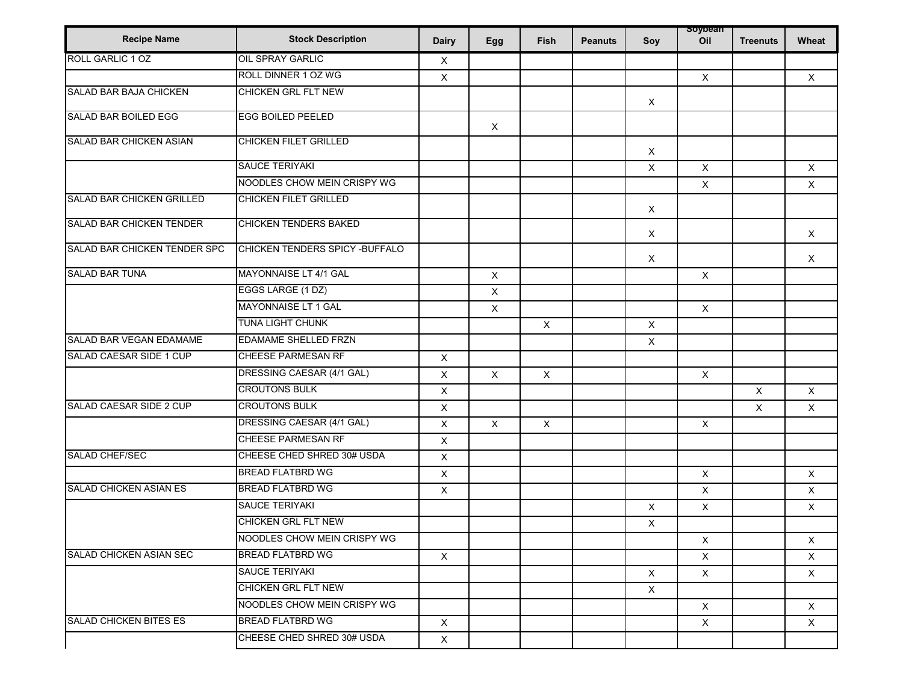| Recipe Name | Stock Description | Dairy | Egg | Fish | Peanuts | Soy | Soybean Oil | Treenuts | Wheat |
|---|---|---|---|---|---|---|---|---|---|
| ROLL GARLIC 1 OZ | OIL SPRAY GARLIC | X | | | | | | | |
| | ROLL DINNER 1 OZ WG | X | | | | | X | | X |
| SALAD BAR BAJA CHICKEN | CHICKEN GRL FLT NEW | | | | | X | | | |
| SALAD BAR BOILED EGG | EGG BOILED PEELED | | X | | | | | | |
| SALAD BAR CHICKEN ASIAN | CHICKEN FILET GRILLED | | | | | X | | | |
| | SAUCE TERIYAKI | | | | | X | X | | X |
| | NOODLES CHOW MEIN CRISPY WG | | | | | | X | | X |
| SALAD BAR CHICKEN GRILLED | CHICKEN FILET GRILLED | | | | | X | | | |
| SALAD BAR CHICKEN TENDER | CHICKEN TENDERS BAKED | | | | | X | | | X |
| SALAD BAR CHICKEN TENDER SPC | CHICKEN TENDERS SPICY -BUFFALO | | | | | X | | | X |
| SALAD BAR TUNA | MAYONNAISE LT 4/1 GAL | | X | | | | X | | |
| | EGGS LARGE (1 DZ) | | X | | | | | | |
| | MAYONNAISE LT 1 GAL | | X | | | | X | | |
| | TUNA LIGHT CHUNK | | | X | | X | | | |
| SALAD BAR VEGAN EDAMAME | EDAMAME SHELLED FRZN | | | | | X | | | |
| SALAD CAESAR SIDE 1 CUP | CHEESE PARMESAN RF | X | | | | | | | |
| | DRESSING CAESAR (4/1 GAL) | X | X | X | | | X | | |
| | CROUTONS BULK | X | | | | | | X | X |
| SALAD CAESAR SIDE 2 CUP | CROUTONS BULK | X | | | | | | X | X |
| | DRESSING CAESAR (4/1 GAL) | X | X | X | | | X | | |
| | CHEESE PARMESAN RF | X | | | | | | | |
| SALAD CHEF/SEC | CHEESE CHED SHRED 30# USDA | X | | | | | | | |
| | BREAD FLATBRD WG | X | | | | | X | | X |
| SALAD CHICKEN ASIAN ES | BREAD FLATBRD WG | X | | | | | X | | X |
| | SAUCE TERIYAKI | | | | | X | X | | X |
| | CHICKEN GRL FLT NEW | | | | | X | | | |
| | NOODLES CHOW MEIN CRISPY WG | | | | | | X | | X |
| SALAD CHICKEN ASIAN SEC | BREAD FLATBRD WG | X | | | | | X | | X |
| | SAUCE TERIYAKI | | | | | X | X | | X |
| | CHICKEN GRL FLT NEW | | | | | X | | | |
| | NOODLES CHOW MEIN CRISPY WG | | | | | | X | | X |
| SALAD CHICKEN BITES ES | BREAD FLATBRD WG | X | | | | | X | | X |
| | CHEESE CHED SHRED 30# USDA | X | | | | | | | |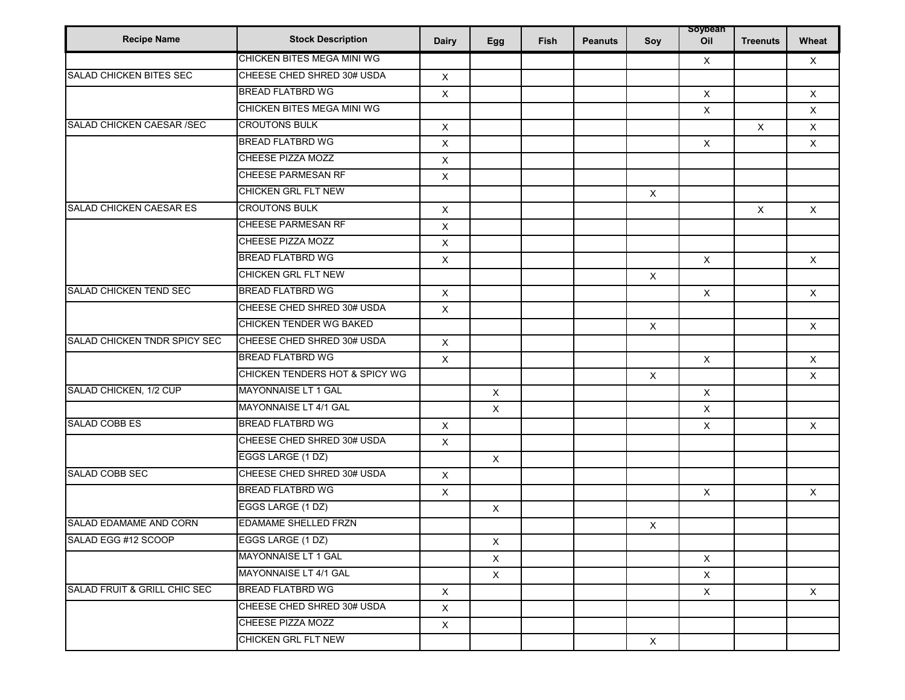| Recipe Name | Stock Description | Dairy | Egg | Fish | Peanuts | Soy | Soybean Oil | Treenuts | Wheat |
|---|---|---|---|---|---|---|---|---|---|
| | CHICKEN BITES MEGA MINI WG | | | | | | X | | X |
| SALAD CHICKEN BITES SEC | CHEESE CHED SHRED 30# USDA | X | | | | | | | |
| | BREAD FLATBRD WG | X | | | | | X | | X |
| | CHICKEN BITES MEGA MINI WG | | | | | | X | | X |
| SALAD CHICKEN CAESAR /SEC | CROUTONS BULK | X | | | | | | X | X |
| | BREAD FLATBRD WG | X | | | | | X | | X |
| | CHEESE PIZZA MOZZ | X | | | | | | | |
| | CHEESE PARMESAN RF | X | | | | | | | |
| | CHICKEN GRL FLT NEW | | | | | X | | | |
| SALAD CHICKEN CAESAR ES | CROUTONS BULK | X | | | | | | X | X |
| | CHEESE PARMESAN RF | X | | | | | | | |
| | CHEESE PIZZA MOZZ | X | | | | | | | |
| | BREAD FLATBRD WG | X | | | | | X | | X |
| | CHICKEN GRL FLT NEW | | | | | X | | | |
| SALAD CHICKEN TEND SEC | BREAD FLATBRD WG | X | | | | | X | | X |
| | CHEESE CHED SHRED 30# USDA | X | | | | | | | |
| | CHICKEN TENDER WG BAKED | | | | | X | | | X |
| SALAD CHICKEN TNDR SPICY SEC | CHEESE CHED SHRED 30# USDA | X | | | | | | | |
| | BREAD FLATBRD WG | X | | | | | X | | X |
| | CHICKEN TENDERS HOT & SPICY WG | | | | | X | | | X |
| SALAD CHICKEN, 1/2 CUP | MAYONNAISE LT 1 GAL | | X | | | | X | | |
| | MAYONNAISE LT 4/1 GAL | | X | | | | X | | |
| SALAD COBB ES | BREAD FLATBRD WG | X | | | | | X | | X |
| | CHEESE CHED SHRED 30# USDA | X | | | | | | | |
| | EGGS LARGE (1 DZ) | | X | | | | | | |
| SALAD COBB SEC | CHEESE CHED SHRED 30# USDA | X | | | | | | | |
| | BREAD FLATBRD WG | X | | | | | X | | X |
| | EGGS LARGE (1 DZ) | | X | | | | | | |
| SALAD EDAMAME AND CORN | EDAMAME SHELLED FRZN | | | | | X | | | |
| SALAD EGG #12 SCOOP | EGGS LARGE (1 DZ) | | X | | | | | | |
| | MAYONNAISE LT 1 GAL | | X | | | | X | | |
| | MAYONNAISE LT 4/1 GAL | | X | | | | X | | |
| SALAD FRUIT & GRILL CHIC SEC | BREAD FLATBRD WG | X | | | | | X | | X |
| | CHEESE CHED SHRED 30# USDA | X | | | | | | | |
| | CHEESE PIZZA MOZZ | X | | | | | | | |
| | CHICKEN GRL FLT NEW | | | | | X | | | |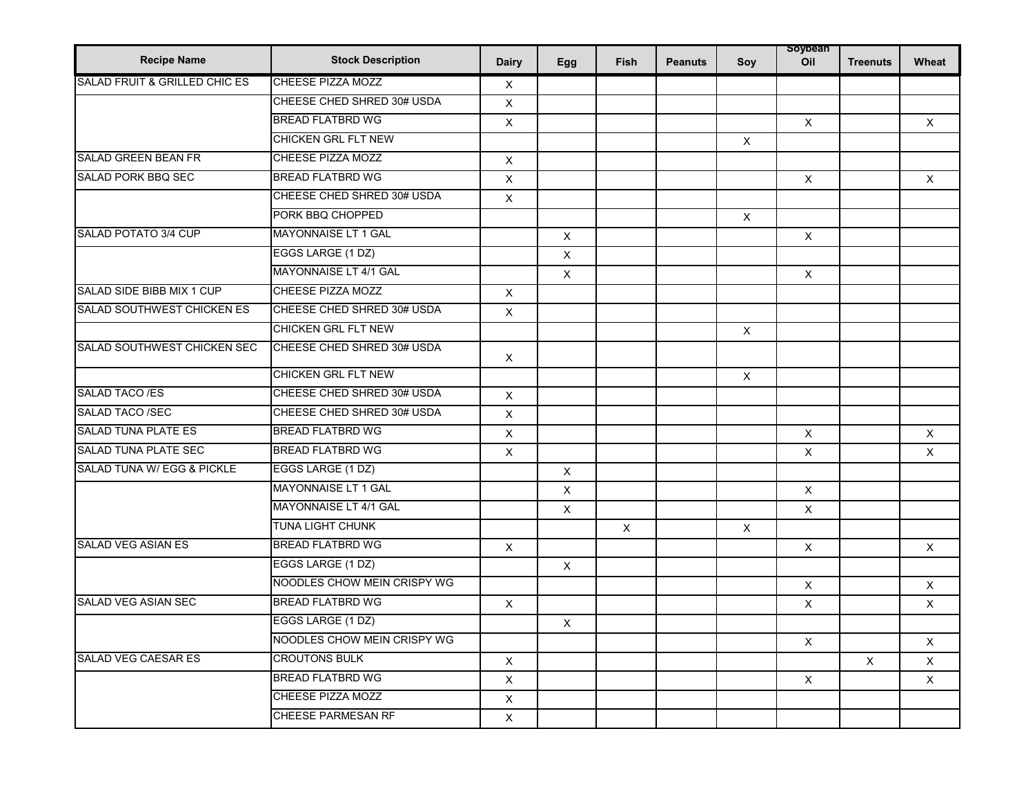| Recipe Name | Stock Description | Dairy | Egg | Fish | Peanuts | Soy | Soybean Oil | Treenuts | Wheat |
|---|---|---|---|---|---|---|---|---|---|
| SALAD FRUIT & GRILLED CHIC ES | CHEESE PIZZA MOZZ | X | | | | | | | |
| | CHEESE CHED SHRED 30# USDA | X | | | | | | | |
| | BREAD FLATBRD WG | X | | | | | X | | X |
| | CHICKEN GRL FLT NEW | | | | | X | | | |
| SALAD GREEN BEAN FR | CHEESE PIZZA MOZZ | X | | | | | | | |
| SALAD PORK BBQ SEC | BREAD FLATBRD WG | X | | | | | X | | X |
| | CHEESE CHED SHRED 30# USDA | X | | | | | | | |
| | PORK BBQ CHOPPED | | | | | X | | | |
| SALAD POTATO 3/4 CUP | MAYONNAISE LT 1 GAL | | X | | | | X | | |
| | EGGS LARGE (1 DZ) | | X | | | | | | |
| | MAYONNAISE LT 4/1 GAL | | X | | | | X | | |
| SALAD SIDE BIBB MIX 1 CUP | CHEESE PIZZA MOZZ | X | | | | | | | |
| SALAD SOUTHWEST CHICKEN ES | CHEESE CHED SHRED 30# USDA | X | | | | | | | |
| | CHICKEN GRL FLT NEW | | | | | X | | | |
| SALAD SOUTHWEST CHICKEN SEC | CHEESE CHED SHRED 30# USDA | X | | | | | | | |
| | CHICKEN GRL FLT NEW | | | | | X | | | |
| SALAD TACO /ES | CHEESE CHED SHRED 30# USDA | X | | | | | | | |
| SALAD TACO /SEC | CHEESE CHED SHRED 30# USDA | X | | | | | | | |
| SALAD TUNA PLATE ES | BREAD FLATBRD WG | X | | | | | X | | X |
| SALAD TUNA PLATE SEC | BREAD FLATBRD WG | X | | | | | X | | X |
| SALAD TUNA W/ EGG & PICKLE | EGGS LARGE (1 DZ) | | X | | | | | | |
| | MAYONNAISE LT 1 GAL | | X | | | | X | | |
| | MAYONNAISE LT 4/1 GAL | | X | | | | X | | |
| | TUNA LIGHT CHUNK | | | X | | X | | | |
| SALAD VEG ASIAN ES | BREAD FLATBRD WG | X | | | | | X | | X |
| | EGGS LARGE (1 DZ) | | X | | | | | | |
| | NOODLES CHOW MEIN CRISPY WG | | | | | | X | | X |
| SALAD VEG ASIAN SEC | BREAD FLATBRD WG | X | | | | | X | | X |
| | EGGS LARGE (1 DZ) | | X | | | | | | |
| | NOODLES CHOW MEIN CRISPY WG | | | | | | X | | X |
| SALAD VEG CAESAR ES | CROUTONS BULK | X | | | | | | X | X |
| | BREAD FLATBRD WG | X | | | | | X | | X |
| | CHEESE PIZZA MOZZ | X | | | | | | | |
| | CHEESE PARMESAN RF | X | | | | | | | |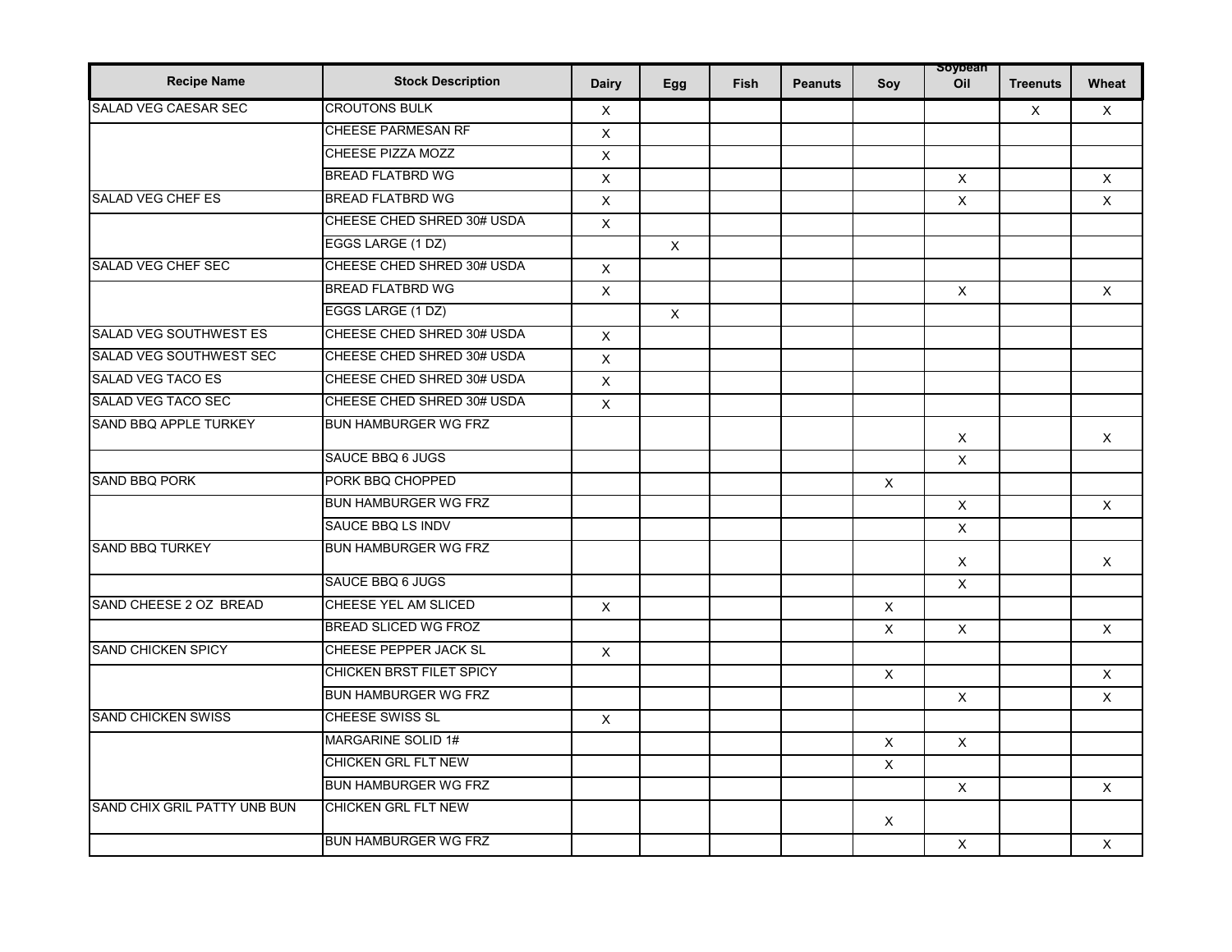| Recipe Name | Stock Description | Dairy | Egg | Fish | Peanuts | Soy | Soybean Oil | Treenuts | Wheat |
|---|---|---|---|---|---|---|---|---|---|
| SALAD VEG CAESAR SEC | CROUTONS BULK | X | | | | | | X | X |
| | CHEESE PARMESAN RF | X | | | | | | | |
| | CHEESE PIZZA MOZZ | X | | | | | | | |
| | BREAD FLATBRD WG | X | | | | | X | | X |
| SALAD VEG CHEF ES | BREAD FLATBRD WG | X | | | | | X | | X |
| | CHEESE CHED SHRED 30# USDA | X | | | | | | | |
| | EGGS LARGE (1 DZ) | | X | | | | | | |
| SALAD VEG CHEF SEC | CHEESE CHED SHRED 30# USDA | X | | | | | | | |
| | BREAD FLATBRD WG | X | | | | | X | | X |
| | EGGS LARGE (1 DZ) | | X | | | | | | |
| SALAD VEG SOUTHWEST ES | CHEESE CHED SHRED 30# USDA | X | | | | | | | |
| SALAD VEG SOUTHWEST SEC | CHEESE CHED SHRED 30# USDA | X | | | | | | | |
| SALAD VEG TACO ES | CHEESE CHED SHRED 30# USDA | X | | | | | | | |
| SALAD VEG TACO SEC | CHEESE CHED SHRED 30# USDA | X | | | | | | | |
| SAND BBQ APPLE TURKEY | BUN HAMBURGER WG FRZ | | | | | | X | | X |
| | SAUCE BBQ 6 JUGS | | | | | | X | | |
| SAND BBQ PORK | PORK BBQ CHOPPED | | | | | X | | | |
| | BUN HAMBURGER WG FRZ | | | | | | X | | X |
| | SAUCE BBQ LS INDV | | | | | | X | | |
| SAND BBQ TURKEY | BUN HAMBURGER WG FRZ | | | | | | X | | X |
| | SAUCE BBQ 6 JUGS | | | | | | X | | |
| SAND CHEESE 2 OZ BREAD | CHEESE YEL AM SLICED | X | | | | X | | | |
| | BREAD SLICED WG FROZ | | | | | X | X | | X |
| SAND CHICKEN SPICY | CHEESE PEPPER JACK SL | X | | | | | | | |
| | CHICKEN BRST FILET SPICY | | | | | X | | | X |
| | BUN HAMBURGER WG FRZ | | | | | | X | | X |
| SAND CHICKEN SWISS | CHEESE SWISS SL | X | | | | | | | |
| | MARGARINE SOLID 1# | | | | | X | X | | |
| | CHICKEN GRL FLT NEW | | | | | X | | | |
| | BUN HAMBURGER WG FRZ | | | | | | X | | X |
| SAND CHIX GRIL PATTY UNB BUN | CHICKEN GRL FLT NEW | | | | | X | | | |
| | BUN HAMBURGER WG FRZ | | | | | | X | | X |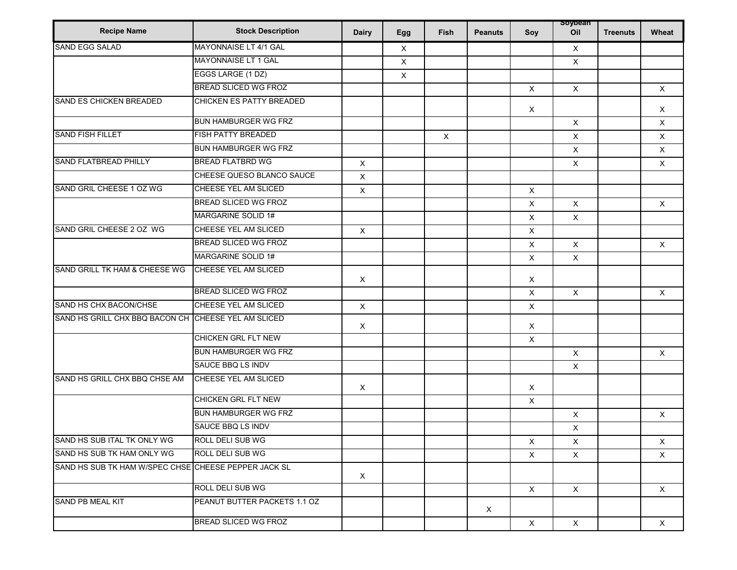| Recipe Name | Stock Description | Dairy | Egg | Fish | Peanuts | Soy | Soybean Oil | Treenuts | Wheat |
|---|---|---|---|---|---|---|---|---|---|
| SAND EGG SALAD | MAYONNAISE LT 4/1 GAL | | X | | | | X | | |
| | MAYONNAISE LT 1 GAL | | X | | | | X | | |
| | EGGS LARGE (1 DZ) | | X | | | | | | |
| | BREAD SLICED WG FROZ | | | | | X | X | | X |
| SAND ES CHICKEN BREADED | CHICKEN ES PATTY BREADED | | | | | X | | | X |
| | BUN HAMBURGER WG FRZ | | | | | | X | | X |
| SAND FISH FILLET | FISH PATTY BREADED | | | X | | | X | | X |
| | BUN HAMBURGER WG FRZ | | | | | | X | | X |
| SAND FLATBREAD PHILLY | BREAD FLATBRD WG | X | | | | | X | | X |
| | CHEESE QUESO BLANCO SAUCE | X | | | | | | | |
| SAND GRIL CHEESE 1 OZ WG | CHEESE YEL AM SLICED | X | | | | X | | | |
| | BREAD SLICED WG FROZ | | | | | X | X | | X |
| | MARGARINE SOLID 1# | | | | | X | X | | |
| SAND GRIL CHEESE 2 OZ WG | CHEESE YEL AM SLICED | X | | | | X | | | |
| | BREAD SLICED WG FROZ | | | | | X | X | | X |
| | MARGARINE SOLID 1# | | | | | X | X | | |
| SAND GRILL TK HAM & CHEESE WG | CHEESE YEL AM SLICED | X | | | | X | | | |
| | BREAD SLICED WG FROZ | | | | | X | X | | X |
| SAND HS CHX BACON/CHSE | CHEESE YEL AM SLICED | X | | | | X | | | |
| SAND HS GRILL CHX BBQ BACON CH | CHEESE YEL AM SLICED | X | | | | X | | | |
| | CHICKEN GRL FLT NEW | | | | | X | | | |
| | BUN HAMBURGER WG FRZ | | | | | | X | | X |
| | SAUCE BBQ LS INDV | | | | | | X | | |
| SAND HS GRILL CHX BBQ CHSE AM | CHEESE YEL AM SLICED | X | | | | X | | | |
| | CHICKEN GRL FLT NEW | | | | | X | | | |
| | BUN HAMBURGER WG FRZ | | | | | | X | | X |
| | SAUCE BBQ LS INDV | | | | | | X | | |
| SAND HS SUB ITAL TK ONLY WG | ROLL DELI SUB WG | | | | | X | X | | X |
| SAND HS SUB TK HAM ONLY WG | ROLL DELI SUB WG | | | | | X | X | | X |
| SAND HS SUB TK HAM W/SPEC CHSE | CHEESE PEPPER JACK SL | X | | | | | | | |
| | ROLL DELI SUB WG | | | | | X | X | | X |
| SAND PB MEAL KIT | PEANUT BUTTER PACKETS 1.1 OZ | | | | X | | | | |
| | BREAD SLICED WG FROZ | | | | | X | X | | X |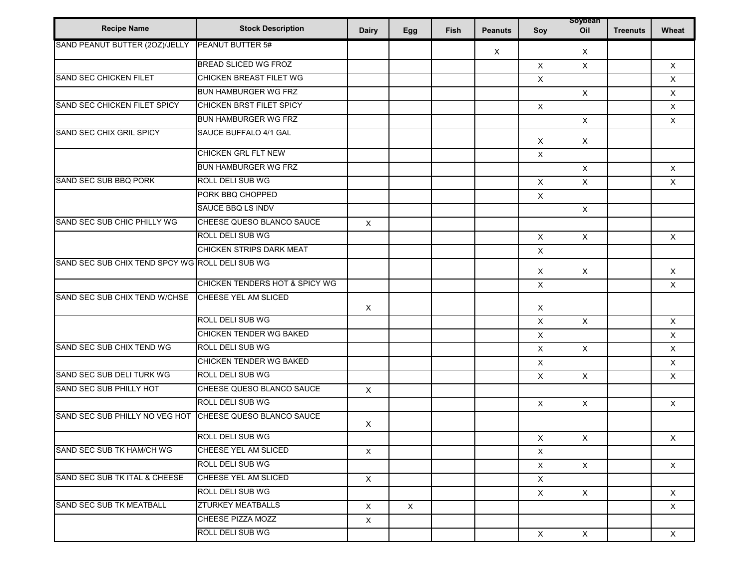| Recipe Name | Stock Description | Dairy | Egg | Fish | Peanuts | Soy | Soybean Oil | Treenuts | Wheat |
|---|---|---|---|---|---|---|---|---|---|
| SAND PEANUT BUTTER (2OZ)/JELLY | PEANUT BUTTER 5# | | | | X | | X | | |
| | BREAD SLICED WG FROZ | | | | | X | X | | X |
| SAND SEC CHICKEN FILET | CHICKEN BREAST FILET WG | | | | | X | | | X |
| | BUN HAMBURGER WG FRZ | | | | | | X | | X |
| SAND SEC CHICKEN FILET SPICY | CHICKEN BRST FILET SPICY | | | | | X | | | X |
| | BUN HAMBURGER WG FRZ | | | | | | X | | X |
| SAND SEC CHIX GRIL SPICY | SAUCE BUFFALO 4/1 GAL | | | | | X | X | | |
| | CHICKEN GRL FLT NEW | | | | | X | | | |
| | BUN HAMBURGER WG FRZ | | | | | | X | | X |
| SAND SEC SUB BBQ PORK | ROLL DELI SUB WG | | | | | X | X | | X |
| | PORK BBQ CHOPPED | | | | | X | | | |
| | SAUCE BBQ LS INDV | | | | | | X | | |
| SAND SEC SUB CHIC PHILLY WG | CHEESE QUESO BLANCO SAUCE | X | | | | | | | |
| | ROLL DELI SUB WG | | | | | X | X | | X |
| | CHICKEN STRIPS DARK MEAT | | | | | X | | | |
| SAND SEC SUB CHIX TEND SPCY WG | ROLL DELI SUB WG | | | | | X | X | | X |
| | CHICKEN TENDERS HOT & SPICY WG | | | | | X | | | X |
| SAND SEC SUB CHIX TEND W/CHSE | CHEESE YEL AM SLICED | X | | | | X | | | |
| | ROLL DELI SUB WG | | | | | X | X | | X |
| | CHICKEN TENDER WG BAKED | | | | | X | | | X |
| SAND SEC SUB CHIX TEND WG | ROLL DELI SUB WG | | | | | X | X | | X |
| | CHICKEN TENDER WG BAKED | | | | | X | | | X |
| SAND SEC SUB DELI TURK WG | ROLL DELI SUB WG | | | | | X | X | | X |
| SAND SEC SUB PHILLY HOT | CHEESE QUESO BLANCO SAUCE | X | | | | | | | |
| | ROLL DELI SUB WG | | | | | X | X | | X |
| SAND SEC SUB PHILLY NO VEG HOT | CHEESE QUESO BLANCO SAUCE | X | | | | | | | |
| | ROLL DELI SUB WG | | | | | X | X | | X |
| SAND SEC SUB TK HAM/CH WG | CHEESE YEL AM SLICED | X | | | | X | | | |
| | ROLL DELI SUB WG | | | | | X | X | | X |
| SAND SEC SUB TK ITAL & CHEESE | CHEESE YEL AM SLICED | X | | | | X | | | |
| | ROLL DELI SUB WG | | | | | X | X | | X |
| SAND SEC SUB TK MEATBALL | ZTURKEY MEATBALLS | X | X | | | | | | X |
| | CHEESE PIZZA MOZZ | X | | | | | | | |
| | ROLL DELI SUB WG | | | | | X | X | | X |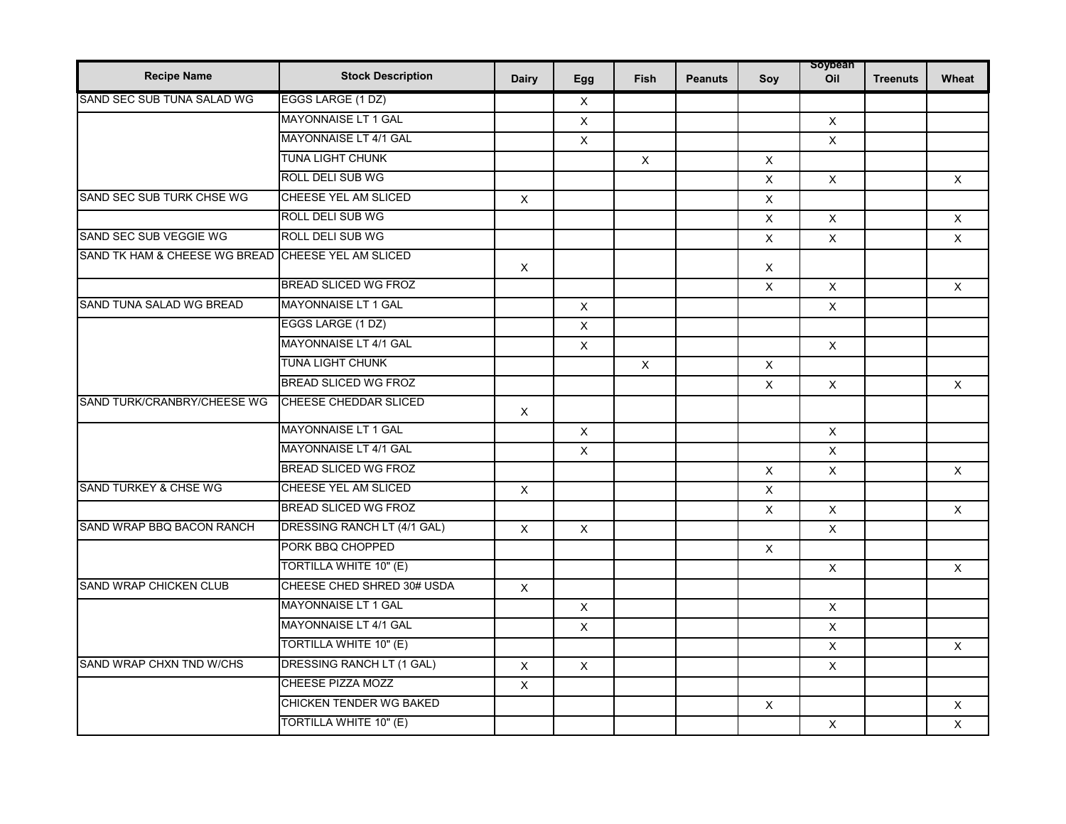| Recipe Name | Stock Description | Dairy | Egg | Fish | Peanuts | Soy | Soybean Oil | Treenuts | Wheat |
|---|---|---|---|---|---|---|---|---|---|
| SAND SEC SUB TUNA SALAD WG | EGGS LARGE (1 DZ) | | X | | | | | | |
| | MAYONNAISE LT 1 GAL | | X | | | | X | | |
| | MAYONNAISE LT 4/1 GAL | | X | | | | X | | |
| | TUNA LIGHT CHUNK | | | X | | X | | | |
| | ROLL DELI SUB WG | | | | | X | X | | X |
| SAND SEC SUB TURK CHSE WG | CHEESE YEL AM SLICED | X | | | | X | | | |
| | ROLL DELI SUB WG | | | | | X | X | | X |
| SAND SEC SUB VEGGIE WG | ROLL DELI SUB WG | | | | | X | X | | X |
| SAND TK HAM & CHEESE WG BREAD | CHEESE YEL AM SLICED | X | | | | X | | | |
| | BREAD SLICED WG FROZ | | | | | X | X | | X |
| SAND TUNA SALAD WG BREAD | MAYONNAISE LT 1 GAL | | X | | | | X | | |
| | EGGS LARGE (1 DZ) | | X | | | | | | |
| | MAYONNAISE LT 4/1 GAL | | X | | | | X | | |
| | TUNA LIGHT CHUNK | | | X | | X | | | |
| | BREAD SLICED WG FROZ | | | | | X | X | | X |
| SAND TURK/CRANBRY/CHEESE WG | CHEESE CHEDDAR SLICED | X | | | | | | | |
| | MAYONNAISE LT 1 GAL | | X | | | | X | | |
| | MAYONNAISE LT 4/1 GAL | | X | | | | X | | |
| | BREAD SLICED WG FROZ | | | | | X | X | | X |
| SAND TURKEY & CHSE WG | CHEESE YEL AM SLICED | X | | | | X | | | |
| | BREAD SLICED WG FROZ | | | | | X | X | | X |
| SAND WRAP BBQ BACON RANCH | DRESSING RANCH LT (4/1 GAL) | X | X | | | | X | | |
| | PORK BBQ CHOPPED | | | | | X | | | |
| | TORTILLA WHITE 10" (E) | | | | | | X | | X |
| SAND WRAP CHICKEN CLUB | CHEESE CHED SHRED 30# USDA | X | | | | | | | |
| | MAYONNAISE LT 1 GAL | | X | | | | X | | |
| | MAYONNAISE LT 4/1 GAL | | X | | | | X | | |
| | TORTILLA WHITE 10" (E) | | | | | | X | | X |
| SAND WRAP CHXN TND W/CHS | DRESSING RANCH LT (1 GAL) | X | X | | | | X | | |
| | CHEESE PIZZA MOZZ | X | | | | | | | |
| | CHICKEN TENDER WG BAKED | | | | | X | | | X |
| | TORTILLA WHITE 10" (E) | | | | | | X | | X |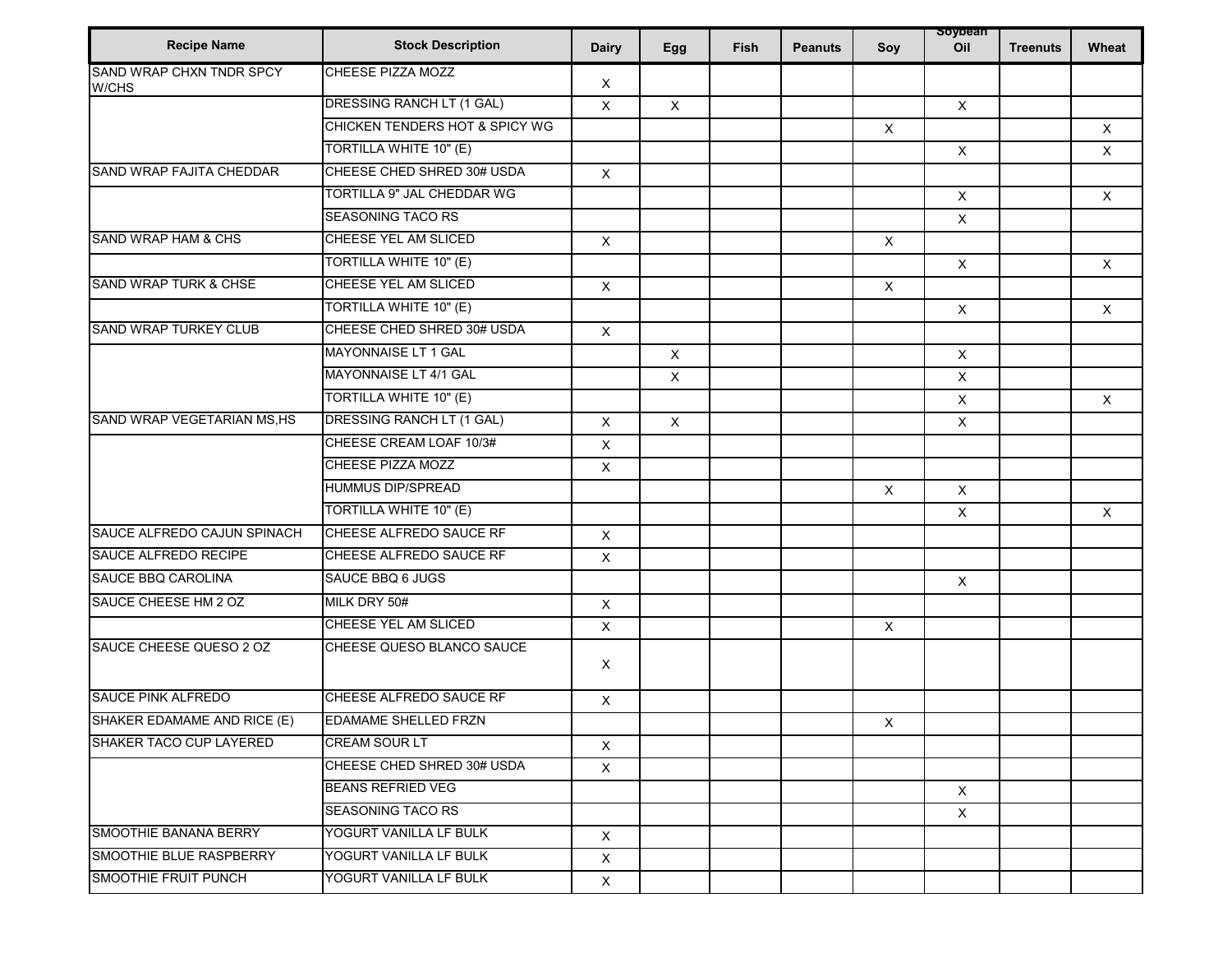| Recipe Name | Stock Description | Dairy | Egg | Fish | Peanuts | Soy | Soybean Oil | Treenuts | Wheat |
|---|---|---|---|---|---|---|---|---|---|
| SAND WRAP CHXN TNDR SPCY W/CHS | CHEESE PIZZA MOZZ | X | | | | | | | |
| | DRESSING RANCH LT (1 GAL) | X | X | | | | X | | |
| | CHICKEN TENDERS HOT & SPICY WG | | | | | X | | | X |
| | TORTILLA WHITE 10" (E) | | | | | | X | | X |
| SAND WRAP FAJITA CHEDDAR | CHEESE CHED SHRED 30# USDA | X | | | | | | | |
| | TORTILLA 9" JAL CHEDDAR WG | | | | | | X | | X |
| | SEASONING TACO RS | | | | | | X | | |
| SAND WRAP HAM & CHS | CHEESE YEL AM SLICED | X | | | | X | | | |
| | TORTILLA WHITE 10" (E) | | | | | | X | | X |
| SAND WRAP TURK & CHSE | CHEESE YEL AM SLICED | X | | | | X | | | |
| | TORTILLA WHITE 10" (E) | | | | | | X | | X |
| SAND WRAP TURKEY CLUB | CHEESE CHED SHRED 30# USDA | X | | | | | | | |
| | MAYONNAISE LT 1 GAL | | X | | | | X | | |
| | MAYONNAISE LT 4/1 GAL | | X | | | | X | | |
| | TORTILLA WHITE 10" (E) | | | | | | X | | X |
| SAND WRAP VEGETARIAN MS,HS | DRESSING RANCH LT (1 GAL) | X | X | | | | X | | |
| | CHEESE CREAM LOAF 10/3# | X | | | | | | | |
| | CHEESE PIZZA MOZZ | X | | | | | | | |
| | HUMMUS DIP/SPREAD | | | | | X | X | | |
| | TORTILLA WHITE 10" (E) | | | | | | X | | X |
| SAUCE ALFREDO CAJUN SPINACH | CHEESE ALFREDO SAUCE RF | X | | | | | | | |
| SAUCE ALFREDO RECIPE | CHEESE ALFREDO SAUCE RF | X | | | | | | | |
| SAUCE BBQ CAROLINA | SAUCE BBQ 6 JUGS | | | | | | X | | |
| SAUCE CHEESE HM 2 OZ | MILK DRY 50# | X | | | | | | | |
| | CHEESE YEL AM SLICED | X | | | | X | | | |
| SAUCE CHEESE QUESO 2 OZ | CHEESE QUESO BLANCO SAUCE | X | | | | | | | |
| SAUCE PINK ALFREDO | CHEESE ALFREDO SAUCE RF | X | | | | | | | |
| SHAKER EDAMAME AND RICE (E) | EDAMAME SHELLED FRZN | | | | | X | | | |
| SHAKER TACO CUP LAYERED | CREAM SOUR LT | X | | | | | | | |
| | CHEESE CHED SHRED 30# USDA | X | | | | | | | |
| | BEANS REFRIED VEG | | | | | | X | | |
| | SEASONING TACO RS | | | | | | X | | |
| SMOOTHIE BANANA BERRY | YOGURT VANILLA LF BULK | X | | | | | | | |
| SMOOTHIE BLUE RASPBERRY | YOGURT VANILLA LF BULK | X | | | | | | | |
| SMOOTHIE FRUIT PUNCH | YOGURT VANILLA LF BULK | X | | | | | | | |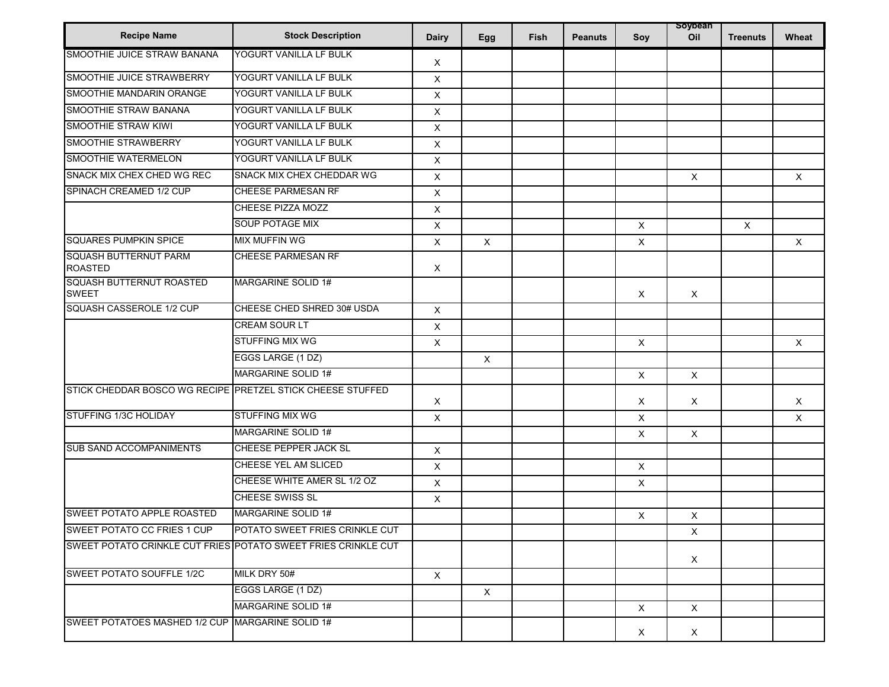| Recipe Name | Stock Description | Dairy | Egg | Fish | Peanuts | Soy | Soybean Oil | Treenuts | Wheat |
|---|---|---|---|---|---|---|---|---|---|
| SMOOTHIE JUICE STRAW BANANA | YOGURT VANILLA LF BULK | X | | | | | | | |
| SMOOTHIE JUICE STRAWBERRY | YOGURT VANILLA LF BULK | X | | | | | | | |
| SMOOTHIE MANDARIN ORANGE | YOGURT VANILLA LF BULK | X | | | | | | | |
| SMOOTHIE STRAW BANANA | YOGURT VANILLA LF BULK | X | | | | | | | |
| SMOOTHIE STRAW KIWI | YOGURT VANILLA LF BULK | X | | | | | | | |
| SMOOTHIE STRAWBERRY | YOGURT VANILLA LF BULK | X | | | | | | | |
| SMOOTHIE WATERMELON | YOGURT VANILLA LF BULK | X | | | | | | | |
| SNACK MIX CHEX CHED WG REC | SNACK MIX CHEX CHEDDAR WG | X | | | | | X | | X |
| SPINACH CREAMED 1/2 CUP | CHEESE PARMESAN RF | X | | | | | | | |
| | CHEESE PIZZA MOZZ | X | | | | | | | |
| | SOUP POTAGE MIX | X | | | | X | | X | |
| SQUARES PUMPKIN SPICE | MIX MUFFIN WG | X | X | | | X | | | X |
| SQUASH BUTTERNUT PARM ROASTED | CHEESE PARMESAN RF | X | | | | | | | |
| SQUASH BUTTERNUT ROASTED SWEET | MARGARINE SOLID 1# | | | | | X | X | | |
| SQUASH CASSEROLE 1/2 CUP | CHEESE CHED SHRED 30# USDA | X | | | | | | | |
| | CREAM SOUR LT | X | | | | | | | |
| | STUFFING MIX WG | X | | | | X | | | X |
| | EGGS LARGE (1 DZ) | | X | | | | | | |
| | MARGARINE SOLID 1# | | | | | X | X | | |
| STICK CHEDDAR BOSCO WG RECIPE | PRETZEL STICK CHEESE STUFFED | X | | | | X | X | | X |
| STUFFING 1/3C HOLIDAY | STUFFING MIX WG | X | | | | X | | | X |
| | MARGARINE SOLID 1# | | | | | X | X | | |
| SUB SAND ACCOMPANIMENTS | CHEESE PEPPER JACK SL | X | | | | | | | |
| | CHEESE YEL AM SLICED | X | | | | X | | | |
| | CHEESE WHITE AMER SL 1/2 OZ | X | | | | X | | | |
| | CHEESE SWISS SL | X | | | | | | | |
| SWEET POTATO APPLE ROASTED | MARGARINE SOLID 1# | | | | | X | X | | |
| SWEET POTATO CC FRIES 1 CUP | POTATO SWEET FRIES CRINKLE CUT | | | | | | X | | |
| SWEET POTATO CRINKLE CUT FRIES | POTATO SWEET FRIES CRINKLE CUT | | | | | | X | | |
| SWEET POTATO SOUFFLE 1/2C | MILK DRY 50# | X | | | | | | | |
| | EGGS LARGE (1 DZ) | | X | | | | | | |
| | MARGARINE SOLID 1# | | | | | X | X | | |
| SWEET POTATOES MASHED 1/2 CUP | MARGARINE SOLID 1# | | | | | X | X | | |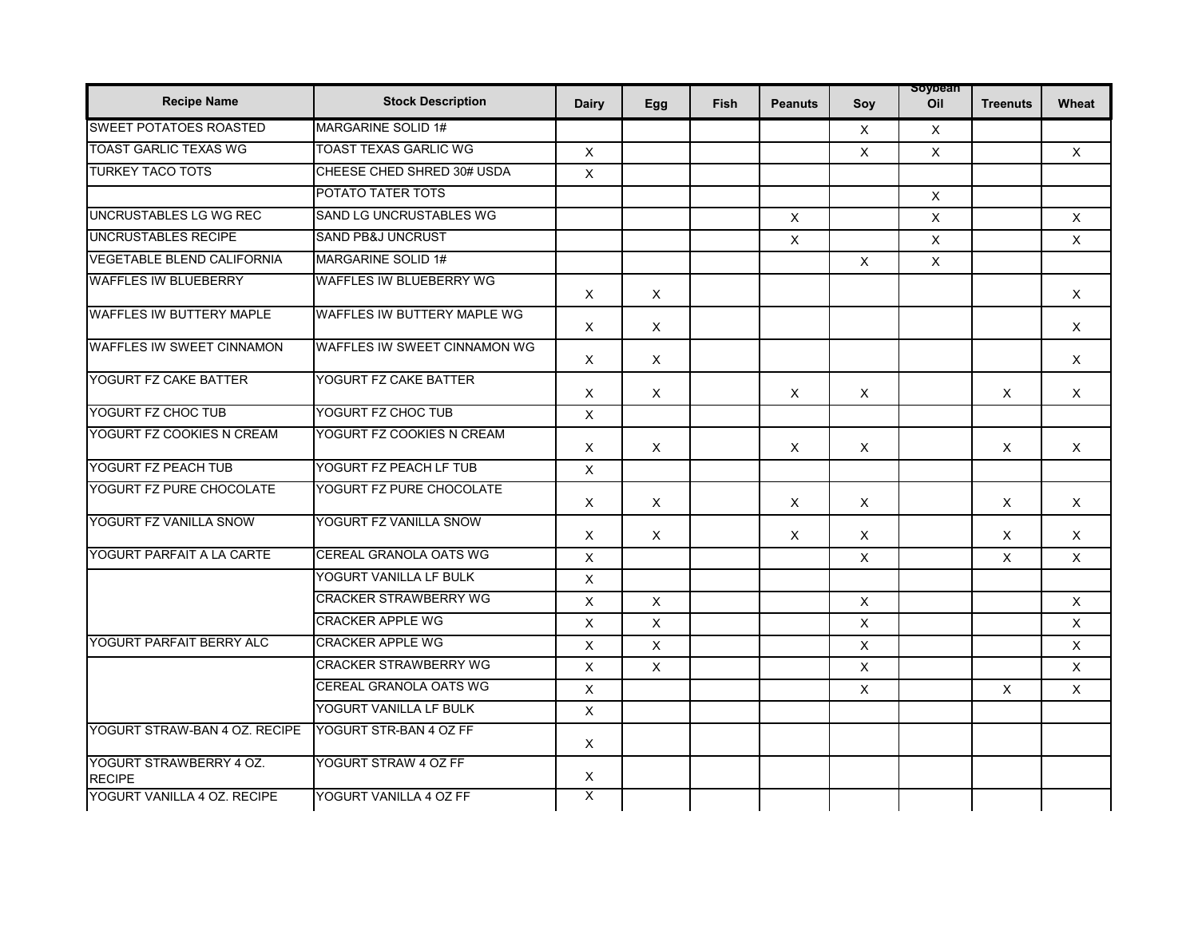| Recipe Name | Stock Description | Dairy | Egg | Fish | Peanuts | Soy | Soybean Oil | Treenuts | Wheat |
|---|---|---|---|---|---|---|---|---|---|
| SWEET POTATOES ROASTED | MARGARINE SOLID 1# | | | | | X | X | | |
| TOAST GARLIC TEXAS WG | TOAST TEXAS GARLIC WG | X | | | | X | X | | X |
| TURKEY TACO TOTS | CHEESE CHED SHRED 30# USDA | X | | | | | | | |
| | POTATO TATER TOTS | | | | | | X | | |
| UNCRUSTABLES LG WG REC | SAND LG UNCRUSTABLES WG | | | | X | | X | | X |
| UNCRUSTABLES RECIPE | SAND PB&J UNCRUST | | | | X | | X | | X |
| VEGETABLE BLEND CALIFORNIA | MARGARINE SOLID 1# | | | | | X | X | | |
| WAFFLES IW BLUEBERRY | WAFFLES IW BLUEBERRY WG | X | X | | | | | | X |
| WAFFLES IW BUTTERY MAPLE | WAFFLES IW BUTTERY MAPLE WG | X | X | | | | | | X |
| WAFFLES IW SWEET CINNAMON | WAFFLES IW SWEET CINNAMON WG | X | X | | | | | | X |
| YOGURT FZ CAKE BATTER | YOGURT FZ CAKE BATTER | X | X | | X | X | | X | X |
| YOGURT FZ CHOC TUB | YOGURT FZ CHOC TUB | X | | | | | | | |
| YOGURT FZ COOKIES N CREAM | YOGURT FZ COOKIES N CREAM | X | X | | X | X | | X | X |
| YOGURT FZ PEACH TUB | YOGURT FZ PEACH LF TUB | X | | | | | | | |
| YOGURT FZ PURE CHOCOLATE | YOGURT FZ PURE CHOCOLATE | X | X | | X | X | | X | X |
| YOGURT FZ VANILLA SNOW | YOGURT FZ VANILLA SNOW | X | X | | X | X | | X | X |
| YOGURT PARFAIT A LA CARTE | CEREAL GRANOLA OATS WG | X | | | | X | | X | X |
| | YOGURT VANILLA LF BULK | X | | | | | | | |
| | CRACKER STRAWBERRY WG | X | X | | | X | | | X |
| | CRACKER APPLE WG | X | X | | | X | | | X |
| YOGURT PARFAIT BERRY ALC | CRACKER APPLE WG | X | X | | | X | | | X |
| | CRACKER STRAWBERRY WG | X | X | | | X | | | X |
| | CEREAL GRANOLA OATS WG | X | | | | X | | X | X |
| | YOGURT VANILLA LF BULK | X | | | | | | | |
| YOGURT STRAW-BAN 4 OZ. RECIPE | YOGURT STR-BAN 4 OZ FF | X | | | | | | | |
| YOGURT STRAWBERRY 4 OZ. RECIPE | YOGURT STRAW 4 OZ FF | X | | | | | | | |
| YOGURT VANILLA 4 OZ. RECIPE | YOGURT VANILLA 4 OZ FF | X | | | | | | | |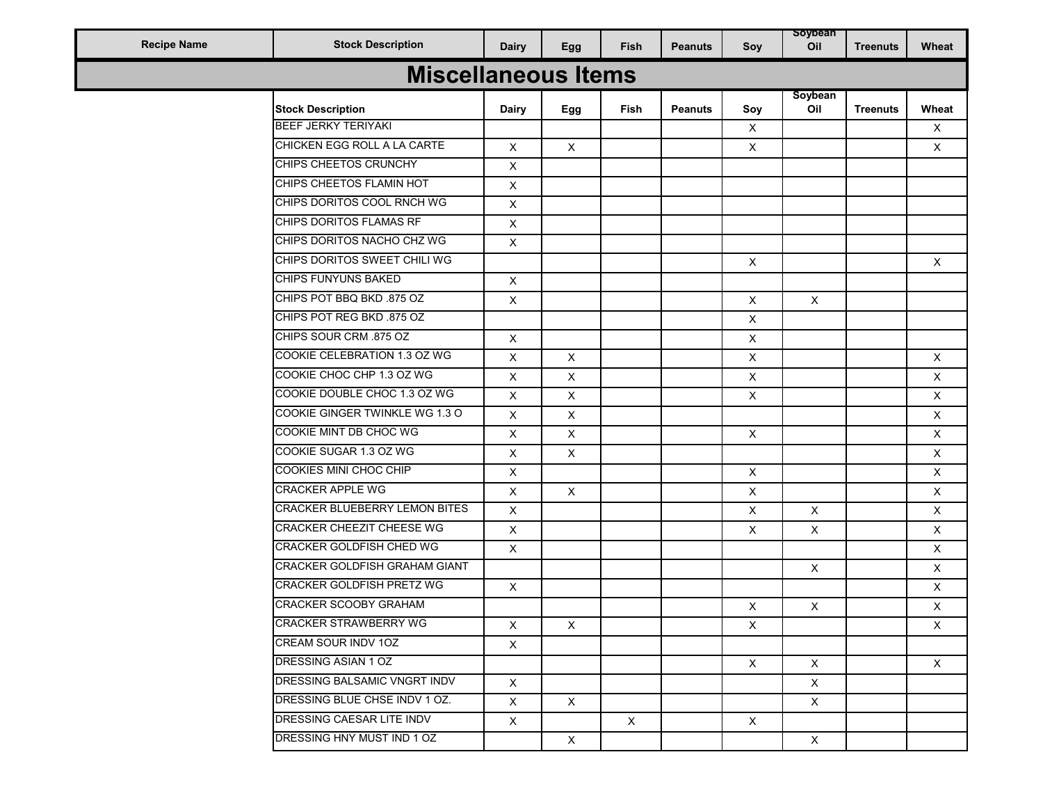| Recipe Name | Stock Description | Dairy | Egg | Fish | Peanuts | Soy | Soybean Oil | Treenuts | Wheat |
|---|---|---|---|---|---|---|---|---|---|

## Miscellaneous Items

| Stock Description | Dairy | Egg | Fish | Peanuts | Soy | Soybean Oil | Treenuts | Wheat |
|---|---|---|---|---|---|---|---|---|
| BEEF JERKY TERIYAKI | | | | | X | | | X |
| CHICKEN EGG ROLL A LA CARTE | X | X | | | X | | | X |
| CHIPS CHEETOS CRUNCHY | X | | | | | | | |
| CHIPS CHEETOS FLAMIN HOT | X | | | | | | | |
| CHIPS DORITOS COOL RNCH WG | X | | | | | | | |
| CHIPS DORITOS FLAMAS RF | X | | | | | | | |
| CHIPS DORITOS NACHO CHZ WG | X | | | | | | | |
| CHIPS DORITOS SWEET CHILI WG | | | | | X | | | X |
| CHIPS FUNYUNS BAKED | X | | | | | | | |
| CHIPS POT BBQ BKD .875 OZ | X | | | | X | X | | |
| CHIPS POT REG BKD .875 OZ | | | | | X | | | |
| CHIPS SOUR CRM .875 OZ | X | | | | X | | | |
| COOKIE CELEBRATION 1.3 OZ WG | X | X | | | X | | | X |
| COOKIE CHOC CHP 1.3 OZ WG | X | X | | | X | | | X |
| COOKIE DOUBLE CHOC 1.3 OZ WG | X | X | | | X | | | X |
| COOKIE GINGER TWINKLE WG 1.3 O | X | X | | | | | | X |
| COOKIE MINT DB CHOC WG | X | X | | | X | | | X |
| COOKIE SUGAR 1.3 OZ WG | X | X | | | | | | X |
| COOKIES MINI CHOC CHIP | X | | | | X | | | X |
| CRACKER APPLE WG | X | X | | | X | | | X |
| CRACKER BLUEBERRY LEMON BITES | X | | | | X | X | | X |
| CRACKER CHEEZIT CHEESE WG | X | | | | X | X | | X |
| CRACKER GOLDFISH CHED WG | X | | | | | | | X |
| CRACKER GOLDFISH GRAHAM GIANT | | | | | | X | | X |
| CRACKER GOLDFISH PRETZ WG | X | | | | | | | X |
| CRACKER SCOOBY GRAHAM | | | | | X | X | | X |
| CRACKER STRAWBERRY WG | X | X | | | X | | | X |
| CREAM SOUR INDV 1OZ | X | | | | | | | |
| DRESSING ASIAN 1 OZ | | | | | X | X | | X |
| DRESSING BALSAMIC VNGRT INDV | X | | | | | X | | |
| DRESSING BLUE CHSE INDV 1 OZ. | X | X | | | | X | | |
| DRESSING CAESAR LITE INDV | X | | X | | X | | | |
| DRESSING HNY MUST IND 1 OZ | | X | | | | X | | |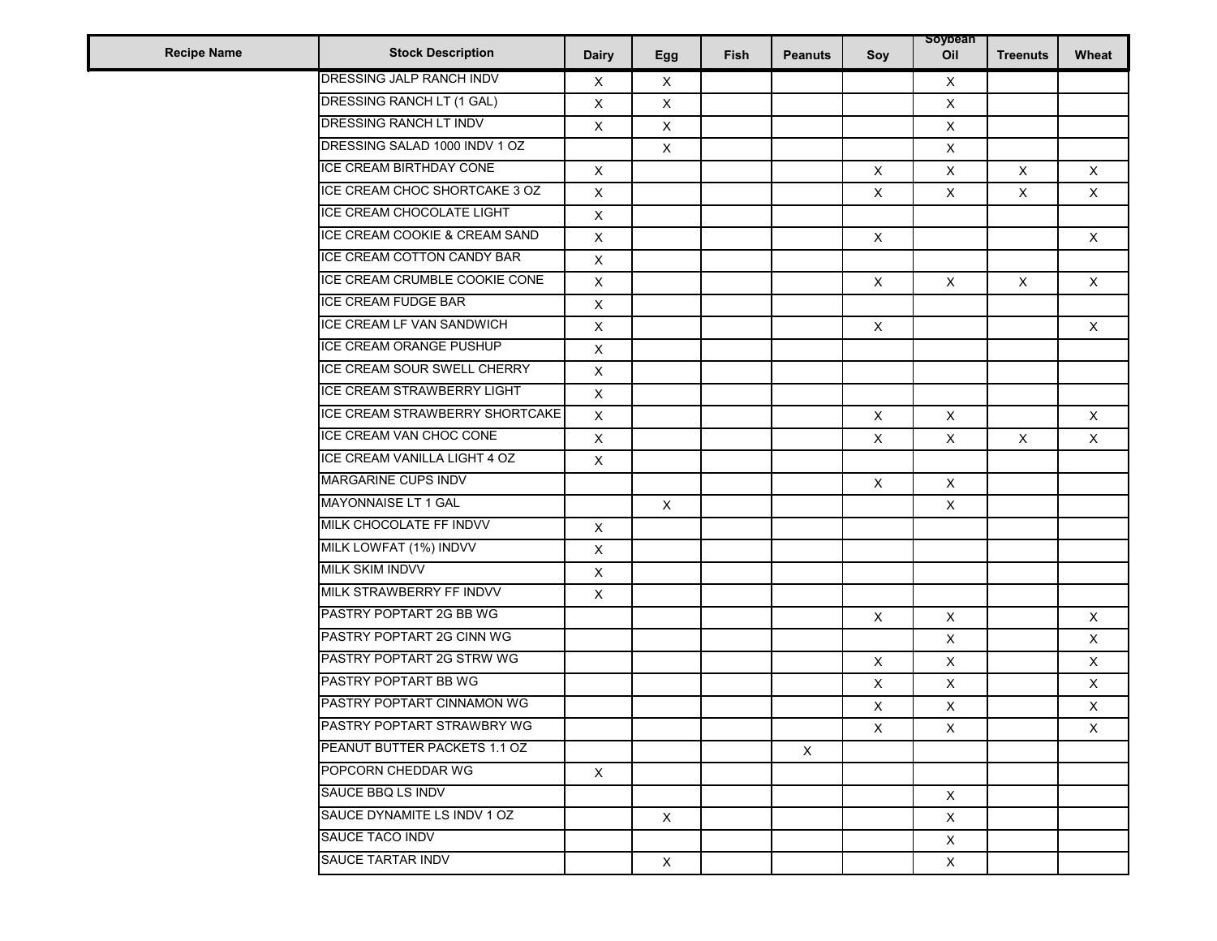| Recipe Name | Stock Description | Dairy | Egg | Fish | Peanuts | Soy | Soybean Oil | Treenuts | Wheat |
|---|---|---|---|---|---|---|---|---|---|
| | DRESSING JALP RANCH INDV | X | X | | | | X | | |
| | DRESSING RANCH LT (1 GAL) | X | X | | | | X | | |
| | DRESSING RANCH LT INDV | X | X | | | | X | | |
| | DRESSING SALAD 1000 INDV 1 OZ | | X | | | | X | | |
| | ICE CREAM BIRTHDAY CONE | X | | | | X | X | X | X |
| | ICE CREAM CHOC SHORTCAKE 3 OZ | X | | | | X | X | X | X |
| | ICE CREAM CHOCOLATE LIGHT | X | | | | | | | |
| | ICE CREAM COOKIE & CREAM SAND | X | | | | X | | | X |
| | ICE CREAM COTTON CANDY BAR | X | | | | | | | |
| | ICE CREAM CRUMBLE COOKIE CONE | X | | | | X | X | X | X |
| | ICE CREAM FUDGE BAR | X | | | | | | | |
| | ICE CREAM LF VAN SANDWICH | X | | | | X | | | X |
| | ICE CREAM ORANGE PUSHUP | X | | | | | | | |
| | ICE CREAM SOUR SWELL CHERRY | X | | | | | | | |
| | ICE CREAM STRAWBERRY LIGHT | X | | | | | | | |
| | ICE CREAM STRAWBERRY SHORTCAKE | X | | | | X | X | | X |
| | ICE CREAM VAN CHOC CONE | X | | | | X | X | X | X |
| | ICE CREAM VANILLA LIGHT 4 OZ | X | | | | | | | |
| | MARGARINE CUPS INDV | | | | | X | X | | |
| | MAYONNAISE LT 1 GAL | | X | | | | X | | |
| | MILK CHOCOLATE FF INDVV | X | | | | | | | |
| | MILK LOWFAT (1%) INDVV | X | | | | | | | |
| | MILK SKIM INDVV | X | | | | | | | |
| | MILK STRAWBERRY FF INDVV | X | | | | | | | |
| | PASTRY POPTART 2G BB WG | | | | | X | X | | X |
| | PASTRY POPTART 2G CINN WG | | | | | | X | | X |
| | PASTRY POPTART 2G STRW WG | | | | | X | X | | X |
| | PASTRY POPTART BB WG | | | | | X | X | | X |
| | PASTRY POPTART CINNAMON WG | | | | | X | X | | X |
| | PASTRY POPTART STRAWBRY WG | | | | | X | X | | X |
| | PEANUT BUTTER PACKETS 1.1 OZ | | | | X | | | | |
| | POPCORN CHEDDAR WG | X | | | | | | | |
| | SAUCE BBQ LS INDV | | | | | | X | | |
| | SAUCE DYNAMITE LS INDV 1 OZ | | X | | | | X | | |
| | SAUCE TACO INDV | | | | | | X | | |
| | SAUCE TARTAR INDV | | X | | | | X | | |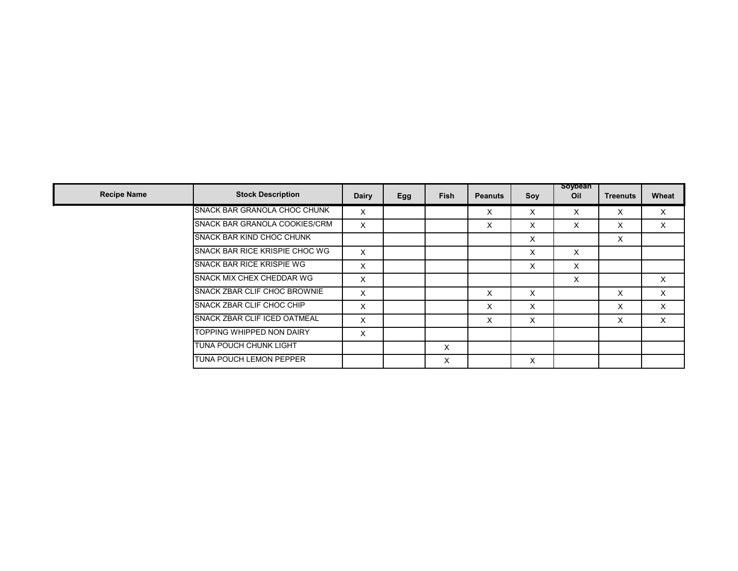| Recipe Name | Stock Description | Dairy | Egg | Fish | Peanuts | Soy | Soybean Oil | Treenuts | Wheat |
|---|---|---|---|---|---|---|---|---|---|
| | SNACK BAR GRANOLA CHOC CHUNK | X | | | X | X | X | X | X |
| | SNACK BAR GRANOLA COOKIES/CRM | X | | | X | X | X | X | X |
| | SNACK BAR KIND CHOC CHUNK | | | | | X | | X | |
| | SNACK BAR RICE KRISPIE CHOC WG | X | | | | X | X | | |
| | SNACK BAR RICE KRISPIE WG | X | | | | X | X | | |
| | SNACK MIX CHEX CHEDDAR WG | X | | | | | X | | X |
| | SNACK ZBAR CLIF CHOC BROWNIE | X | | | X | X | | X | X |
| | SNACK ZBAR CLIF CHOC CHIP | X | | | X | X | | X | X |
| | SNACK ZBAR CLIF ICED OATMEAL | X | | | X | X | | X | X |
| | TOPPING WHIPPED NON DAIRY | X | | | | | | | |
| | TUNA POUCH CHUNK LIGHT | | | X | | | | | |
| | TUNA POUCH LEMON PEPPER | | | X | | X | | | |